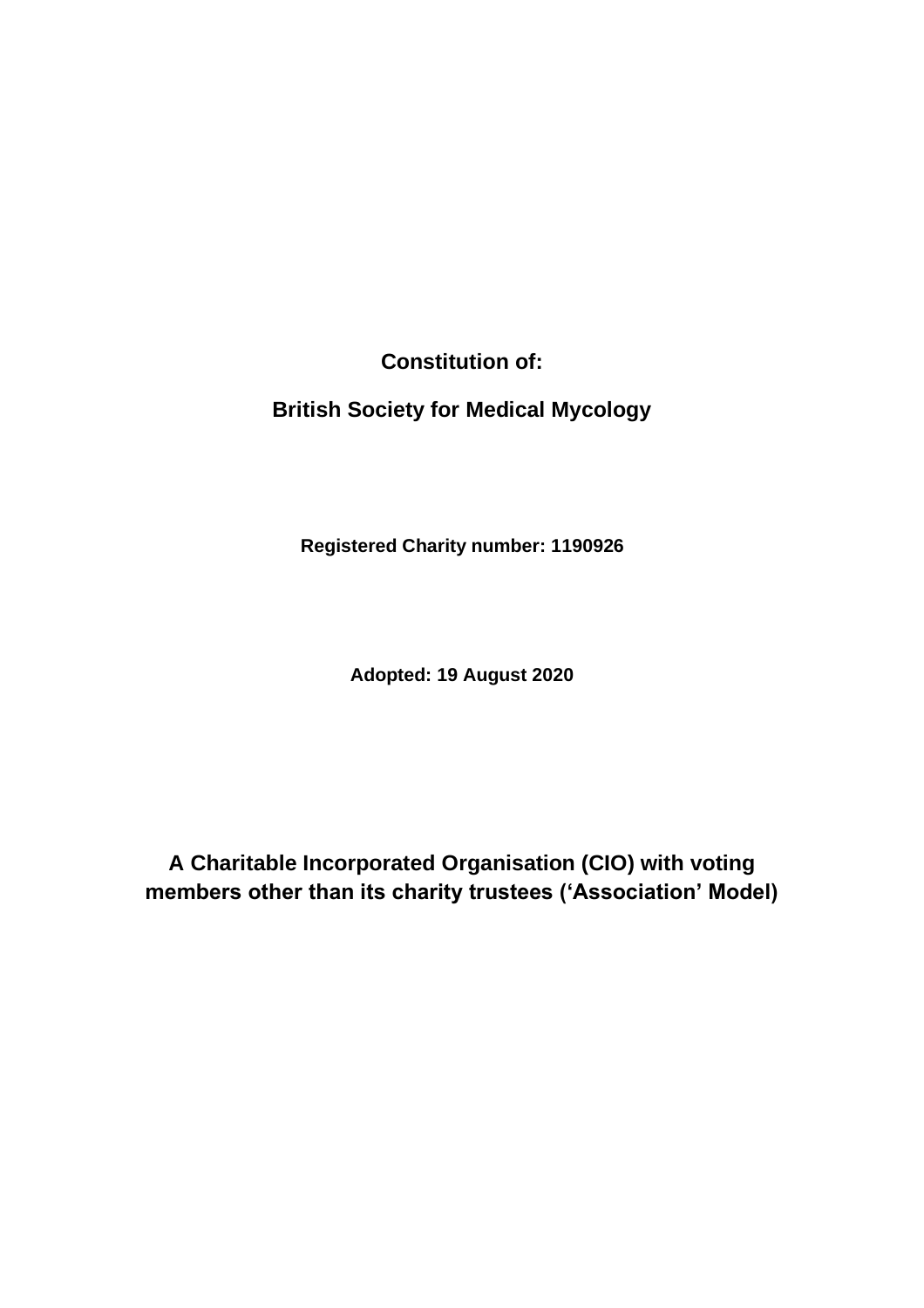**Constitution of:**

**British Society for Medical Mycology**

**Registered Charity number: 1190926**

**Adopted: 19 August 2020**

**A Charitable Incorporated Organisation (CIO) with voting members other than its charity trustees ('Association' Model)**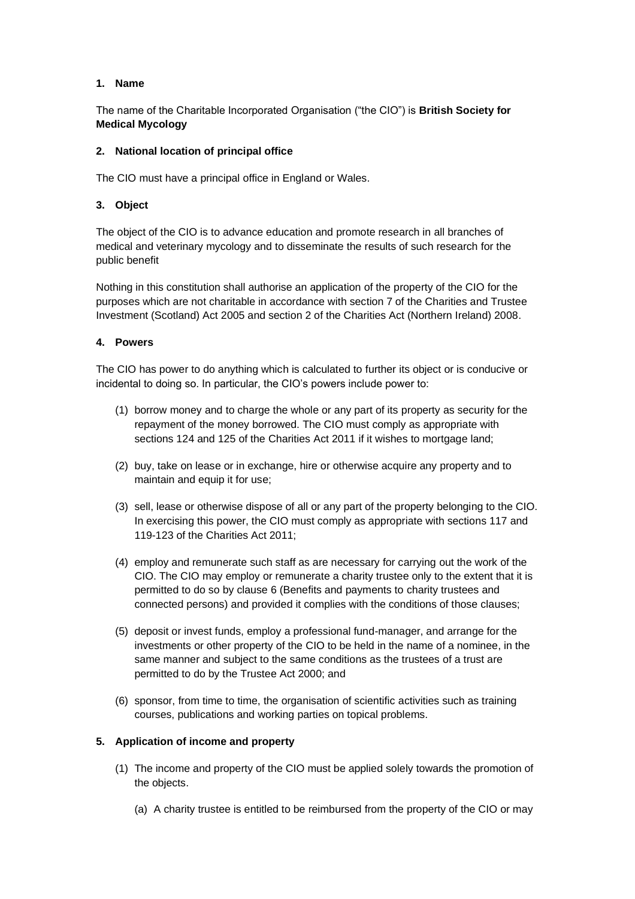**1. Name**

The name of the Charitable Incorporated Organisation ("the CIO") is **British Society for Medical Mycology**

**2. National location of principal office**

The CIO must have a principal office in England or Wales.

**3. Object**

The object of the CIO is to advance education and promote research in all branches of medical and veterinary mycology and to disseminate the results of such research for the public benefit

Nothing in this constitution shall authorise an application of the property of the CIO for the purposes which are not charitable in accordance with section 7 of the Charities and Trustee Investment (Scotland) Act 2005 and section 2 of the Charities Act (Northern Ireland) 2008.

**4. Powers**

The CIO has power to do anything which is calculated to further its object or is conducive or incidental to doing so. In particular, the CIO's powers include power to:

(1) borrow money and to charge the whole or any part of its property as security for the repayment of the money borrowed. The CIO must comply as appropriate with sections 124 and 125 of the Charities Act 2011 if it wishes to mortgage land;

(2) buy, take on lease or in exchange, hire or otherwise acquire any property and to maintain and equip it for use;

(3) sell, lease or otherwise dispose of all or any part of the property belonging to the CIO. In exercising this power, the CIO must comply as appropriate with sections 117 and 119-123 of the Charities Act 2011;

(4) employ and remunerate such staff as are necessary for carrying out the work of the CIO. The CIO may employ or remunerate a charity trustee only to the extent that it is permitted to do so by clause 6 (Benefits and payments to charity trustees and connected persons) and provided it complies with the conditions of those clauses;

(5) deposit or invest funds, employ a professional fund-manager, and arrange for the investments or other property of the CIO to be held in the name of a nominee, in the same manner and subject to the same conditions as the trustees of a trust are permitted to do by the Trustee Act 2000; and

(6) sponsor, from time to time, the organisation of scientific activities such as training courses, publications and working parties on topical problems.

**5. Application of income and property**

(1) The income and property of the CIO must be applied solely towards the promotion of the objects.

(a) A charity trustee is entitled to be reimbursed from the property of the CIO or may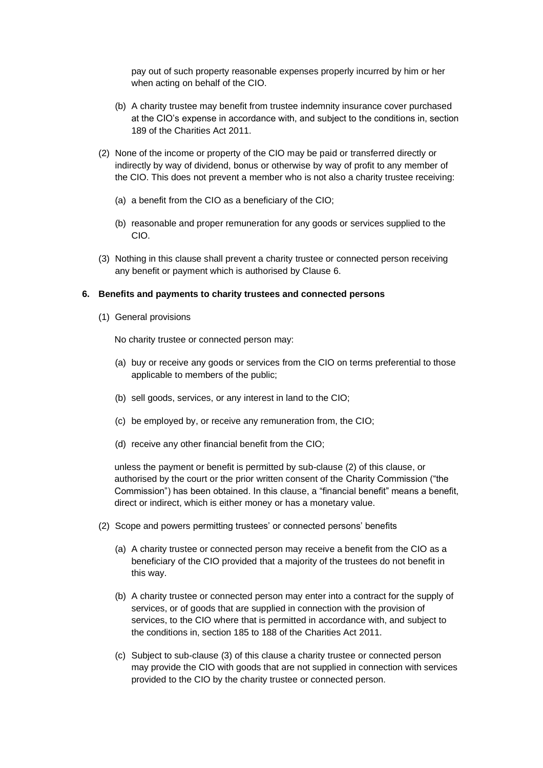pay out of such property reasonable expenses properly incurred by him or her when acting on behalf of the CIO.

(b) A charity trustee may benefit from trustee indemnity insurance cover purchased at the CIO's expense in accordance with, and subject to the conditions in, section 189 of the Charities Act 2011.

(2) None of the income or property of the CIO may be paid or transferred directly or indirectly by way of dividend, bonus or otherwise by way of profit to any member of the CIO. This does not prevent a member who is not also a charity trustee receiving:

(a) a benefit from the CIO as a beneficiary of the CIO;

(b) reasonable and proper remuneration for any goods or services supplied to the CIO.

(3) Nothing in this clause shall prevent a charity trustee or connected person receiving any benefit or payment which is authorised by Clause 6.

**6. Benefits and payments to charity trustees and connected persons**

(1) General provisions

No charity trustee or connected person may:

(a) buy or receive any goods or services from the CIO on terms preferential to those applicable to members of the public;

(b) sell goods, services, or any interest in land to the CIO;

(c) be employed by, or receive any remuneration from, the CIO;

(d) receive any other financial benefit from the CIO;

unless the payment or benefit is permitted by sub-clause (2) of this clause, or authorised by the court or the prior written consent of the Charity Commission ("the Commission") has been obtained. In this clause, a "financial benefit" means a benefit, direct or indirect, which is either money or has a monetary value.

(2) Scope and powers permitting trustees' or connected persons' benefits

(a) A charity trustee or connected person may receive a benefit from the CIO as a beneficiary of the CIO provided that a majority of the trustees do not benefit in this way.

(b) A charity trustee or connected person may enter into a contract for the supply of services, or of goods that are supplied in connection with the provision of services, to the CIO where that is permitted in accordance with, and subject to the conditions in, section 185 to 188 of the Charities Act 2011.

(c) Subject to sub-clause (3) of this clause a charity trustee or connected person may provide the CIO with goods that are not supplied in connection with services provided to the CIO by the charity trustee or connected person.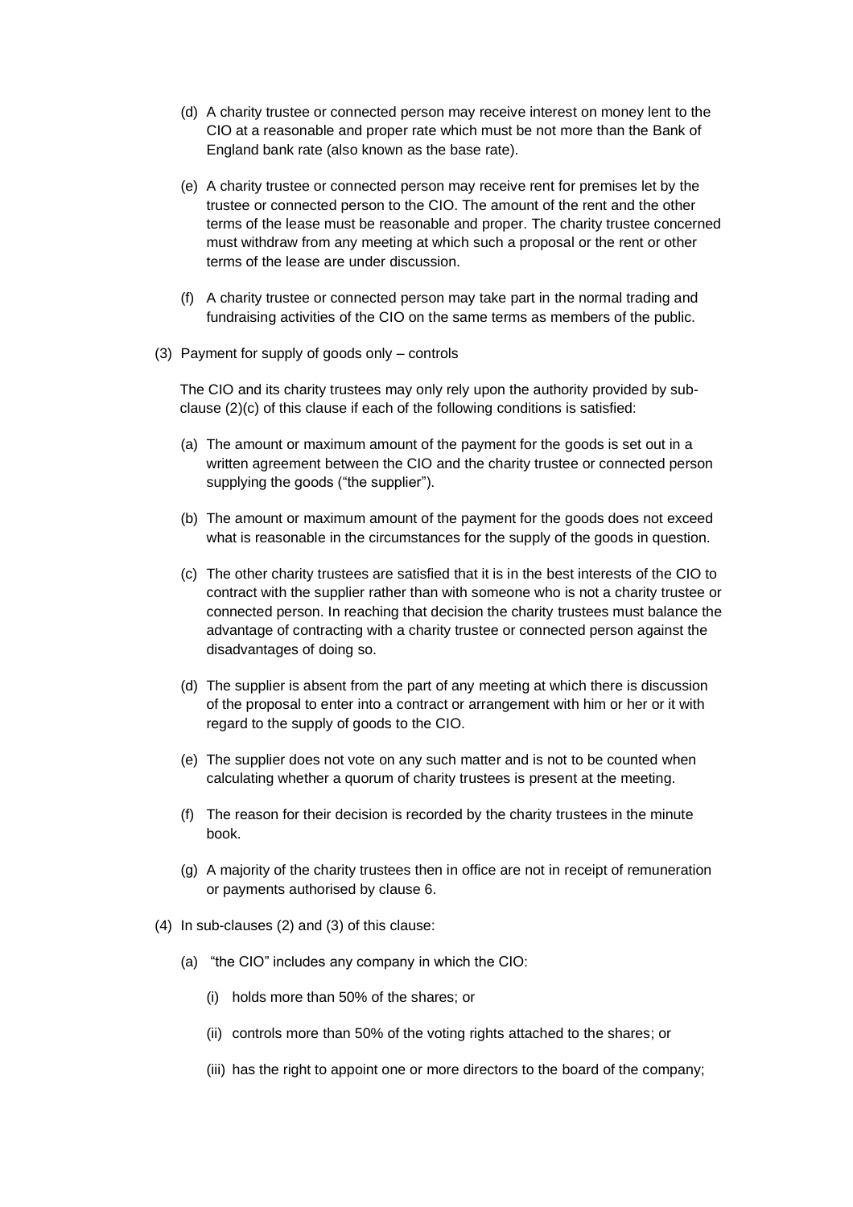(d) A charity trustee or connected person may receive interest on money lent to the CIO at a reasonable and proper rate which must be not more than the Bank of England bank rate (also known as the base rate).

(e) A charity trustee or connected person may receive rent for premises let by the trustee or connected person to the CIO. The amount of the rent and the other terms of the lease must be reasonable and proper. The charity trustee concerned must withdraw from any meeting at which such a proposal or the rent or other terms of the lease are under discussion.

(f) A charity trustee or connected person may take part in the normal trading and fundraising activities of the CIO on the same terms as members of the public.

(3) Payment for supply of goods only – controls

The CIO and its charity trustees may only rely upon the authority provided by sub-clause (2)(c) of this clause if each of the following conditions is satisfied:

(a) The amount or maximum amount of the payment for the goods is set out in a written agreement between the CIO and the charity trustee or connected person supplying the goods ("the supplier").

(b) The amount or maximum amount of the payment for the goods does not exceed what is reasonable in the circumstances for the supply of the goods in question.

(c) The other charity trustees are satisfied that it is in the best interests of the CIO to contract with the supplier rather than with someone who is not a charity trustee or connected person. In reaching that decision the charity trustees must balance the advantage of contracting with a charity trustee or connected person against the disadvantages of doing so.

(d) The supplier is absent from the part of any meeting at which there is discussion of the proposal to enter into a contract or arrangement with him or her or it with regard to the supply of goods to the CIO.

(e) The supplier does not vote on any such matter and is not to be counted when calculating whether a quorum of charity trustees is present at the meeting.

(f) The reason for their decision is recorded by the charity trustees in the minute book.

(g) A majority of the charity trustees then in office are not in receipt of remuneration or payments authorised by clause 6.

(4) In sub-clauses (2) and (3) of this clause:

(a) "the CIO" includes any company in which the CIO:

(i) holds more than 50% of the shares; or

(ii) controls more than 50% of the voting rights attached to the shares; or

(iii) has the right to appoint one or more directors to the board of the company;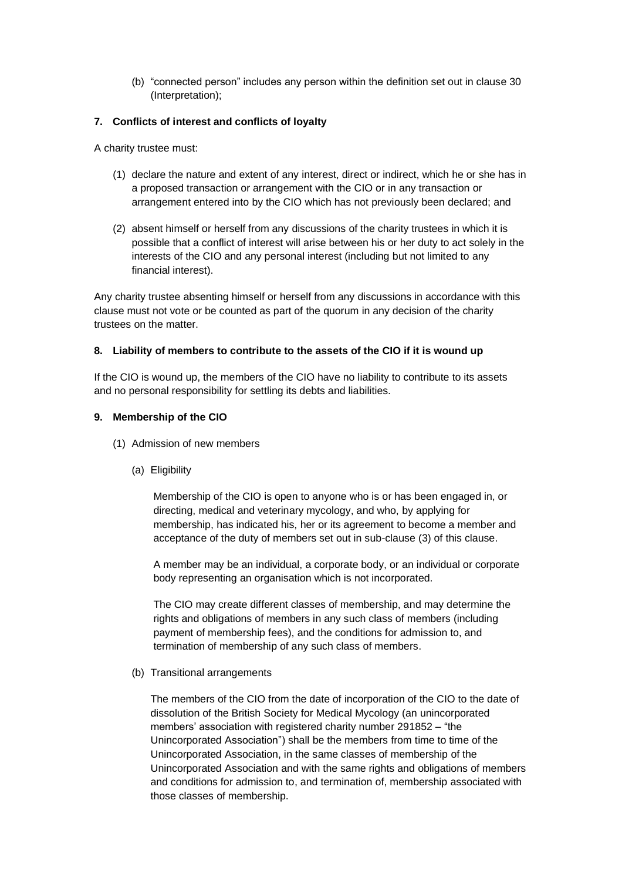(b) "connected person" includes any person within the definition set out in clause 30 (Interpretation);

**7. Conflicts of interest and conflicts of loyalty**

A charity trustee must:

(1) declare the nature and extent of any interest, direct or indirect, which he or she has in a proposed transaction or arrangement with the CIO or in any transaction or arrangement entered into by the CIO which has not previously been declared; and

(2) absent himself or herself from any discussions of the charity trustees in which it is possible that a conflict of interest will arise between his or her duty to act solely in the interests of the CIO and any personal interest (including but not limited to any financial interest).

Any charity trustee absenting himself or herself from any discussions in accordance with this clause must not vote or be counted as part of the quorum in any decision of the charity trustees on the matter.

**8. Liability of members to contribute to the assets of the CIO if it is wound up**

If the CIO is wound up, the members of the CIO have no liability to contribute to its assets and no personal responsibility for settling its debts and liabilities.

**9. Membership of the CIO**

(1) Admission of new members

(a) Eligibility

Membership of the CIO is open to anyone who is or has been engaged in, or directing, medical and veterinary mycology, and who, by applying for membership, has indicated his, her or its agreement to become a member and acceptance of the duty of members set out in sub-clause (3) of this clause.

A member may be an individual, a corporate body, or an individual or corporate body representing an organisation which is not incorporated.

The CIO may create different classes of membership, and may determine the rights and obligations of members in any such class of members (including payment of membership fees), and the conditions for admission to, and termination of membership of any such class of members.

(b) Transitional arrangements

The members of the CIO from the date of incorporation of the CIO to the date of dissolution of the British Society for Medical Mycology (an unincorporated members' association with registered charity number 291852 – "the Unincorporated Association") shall be the members from time to time of the Unincorporated Association, in the same classes of membership of the Unincorporated Association and with the same rights and obligations of members and conditions for admission to, and termination of, membership associated with those classes of membership.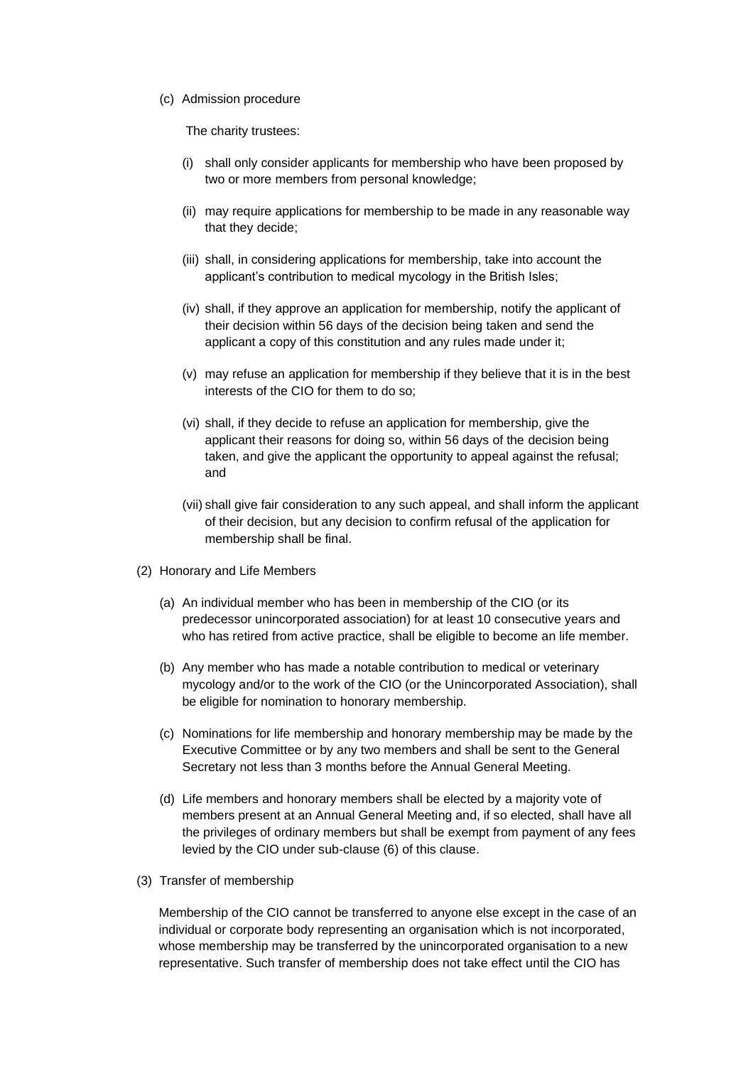(c) Admission procedure

The charity trustees:

(i) shall only consider applicants for membership who have been proposed by two or more members from personal knowledge;

(ii) may require applications for membership to be made in any reasonable way that they decide;

(iii) shall, in considering applications for membership, take into account the applicant's contribution to medical mycology in the British Isles;

(iv) shall, if they approve an application for membership, notify the applicant of their decision within 56 days of the decision being taken and send the applicant a copy of this constitution and any rules made under it;

(v) may refuse an application for membership if they believe that it is in the best interests of the CIO for them to do so;

(vi) shall, if they decide to refuse an application for membership, give the applicant their reasons for doing so, within 56 days of the decision being taken, and give the applicant the opportunity to appeal against the refusal; and

(vii) shall give fair consideration to any such appeal, and shall inform the applicant of their decision, but any decision to confirm refusal of the application for membership shall be final.

(2) Honorary and Life Members

(a) An individual member who has been in membership of the CIO (or its predecessor unincorporated association) for at least 10 consecutive years and who has retired from active practice, shall be eligible to become an life member.

(b) Any member who has made a notable contribution to medical or veterinary mycology and/or to the work of the CIO (or the Unincorporated Association), shall be eligible for nomination to honorary membership.

(c) Nominations for life membership and honorary membership may be made by the Executive Committee or by any two members and shall be sent to the General Secretary not less than 3 months before the Annual General Meeting.

(d) Life members and honorary members shall be elected by a majority vote of members present at an Annual General Meeting and, if so elected, shall have all the privileges of ordinary members but shall be exempt from payment of any fees levied by the CIO under sub-clause (6) of this clause.

(3) Transfer of membership

Membership of the CIO cannot be transferred to anyone else except in the case of an individual or corporate body representing an organisation which is not incorporated, whose membership may be transferred by the unincorporated organisation to a new representative. Such transfer of membership does not take effect until the CIO has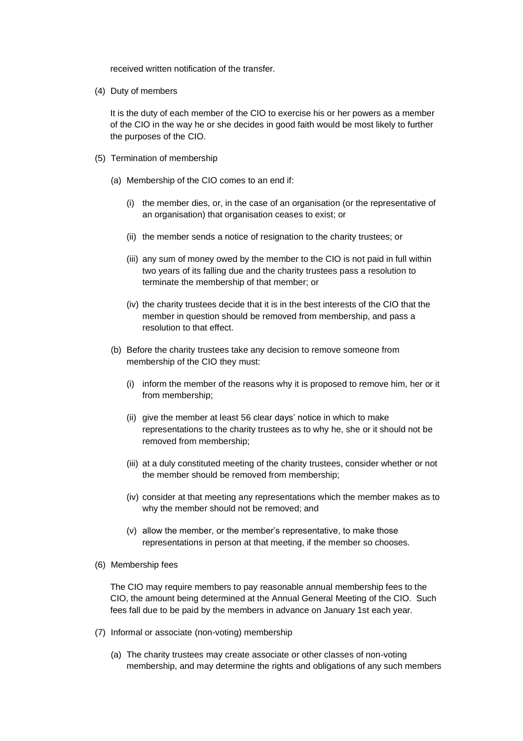received written notification of the transfer.

(4) Duty of members

It is the duty of each member of the CIO to exercise his or her powers as a member of the CIO in the way he or she decides in good faith would be most likely to further the purposes of the CIO.

(5) Termination of membership

(a) Membership of the CIO comes to an end if:

(i) the member dies, or, in the case of an organisation (or the representative of an organisation) that organisation ceases to exist; or

(ii) the member sends a notice of resignation to the charity trustees; or

(iii) any sum of money owed by the member to the CIO is not paid in full within two years of its falling due and the charity trustees pass a resolution to terminate the membership of that member; or

(iv) the charity trustees decide that it is in the best interests of the CIO that the member in question should be removed from membership, and pass a resolution to that effect.

(b) Before the charity trustees take any decision to remove someone from membership of the CIO they must:

(i) inform the member of the reasons why it is proposed to remove him, her or it from membership;

(ii) give the member at least 56 clear days' notice in which to make representations to the charity trustees as to why he, she or it should not be removed from membership;

(iii) at a duly constituted meeting of the charity trustees, consider whether or not the member should be removed from membership;

(iv) consider at that meeting any representations which the member makes as to why the member should not be removed; and

(v) allow the member, or the member's representative, to make those representations in person at that meeting, if the member so chooses.

(6) Membership fees

The CIO may require members to pay reasonable annual membership fees to the CIO, the amount being determined at the Annual General Meeting of the CIO. Such fees fall due to be paid by the members in advance on January 1st each year.

(7) Informal or associate (non-voting) membership

(a) The charity trustees may create associate or other classes of non-voting membership, and may determine the rights and obligations of any such members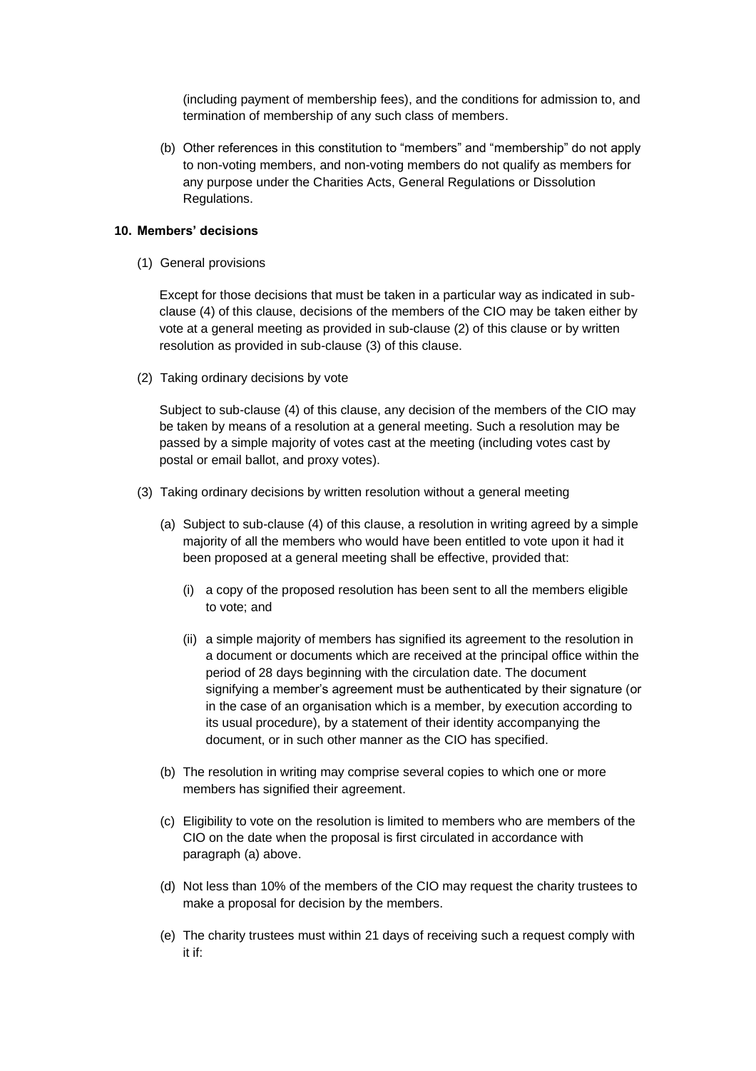(including payment of membership fees), and the conditions for admission to, and termination of membership of any such class of members.

(b) Other references in this constitution to "members" and "membership" do not apply to non-voting members, and non-voting members do not qualify as members for any purpose under the Charities Acts, General Regulations or Dissolution Regulations.

**10. Members' decisions**

(1) General provisions

Except for those decisions that must be taken in a particular way as indicated in sub-clause (4) of this clause, decisions of the members of the CIO may be taken either by vote at a general meeting as provided in sub-clause (2) of this clause or by written resolution as provided in sub-clause (3) of this clause.

(2) Taking ordinary decisions by vote

Subject to sub-clause (4) of this clause, any decision of the members of the CIO may be taken by means of a resolution at a general meeting. Such a resolution may be passed by a simple majority of votes cast at the meeting (including votes cast by postal or email ballot, and proxy votes).

(3) Taking ordinary decisions by written resolution without a general meeting

(a) Subject to sub-clause (4) of this clause, a resolution in writing agreed by a simple majority of all the members who would have been entitled to vote upon it had it been proposed at a general meeting shall be effective, provided that:

(i) a copy of the proposed resolution has been sent to all the members eligible to vote; and

(ii) a simple majority of members has signified its agreement to the resolution in a document or documents which are received at the principal office within the period of 28 days beginning with the circulation date. The document signifying a member's agreement must be authenticated by their signature (or in the case of an organisation which is a member, by execution according to its usual procedure), by a statement of their identity accompanying the document, or in such other manner as the CIO has specified.

(b) The resolution in writing may comprise several copies to which one or more members has signified their agreement.

(c) Eligibility to vote on the resolution is limited to members who are members of the CIO on the date when the proposal is first circulated in accordance with paragraph (a) above.

(d) Not less than 10% of the members of the CIO may request the charity trustees to make a proposal for decision by the members.

(e) The charity trustees must within 21 days of receiving such a request comply with it if: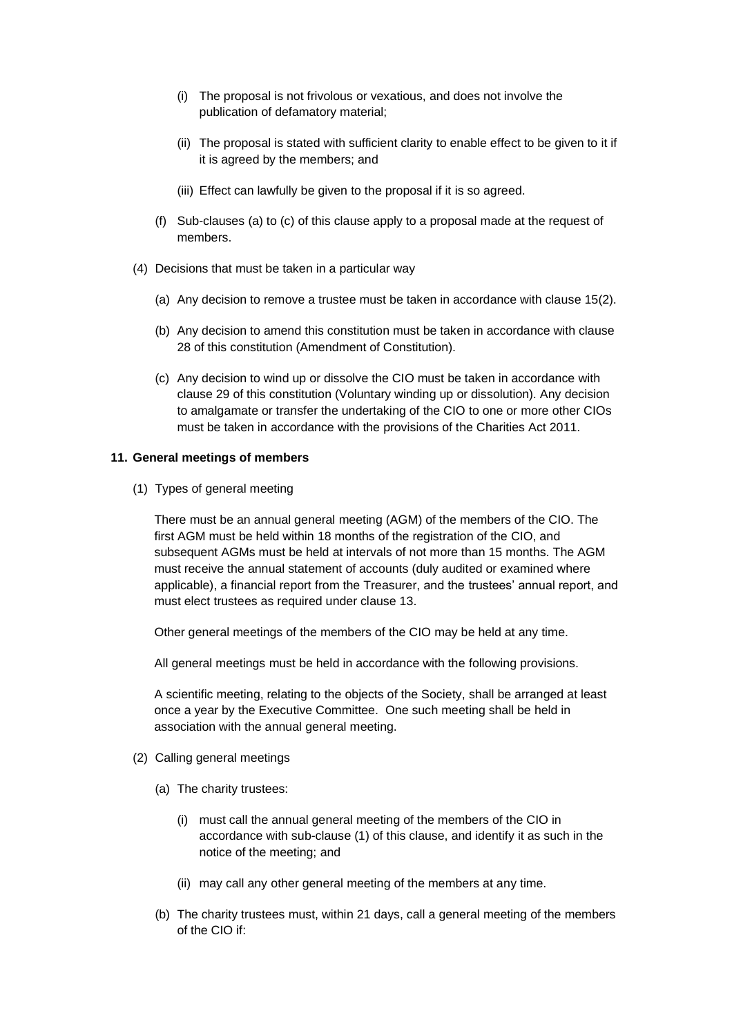(i) The proposal is not frivolous or vexatious, and does not involve the publication of defamatory material;

(ii) The proposal is stated with sufficient clarity to enable effect to be given to it if it is agreed by the members; and

(iii) Effect can lawfully be given to the proposal if it is so agreed.

(f) Sub-clauses (a) to (c) of this clause apply to a proposal made at the request of members.

(4) Decisions that must be taken in a particular way

(a) Any decision to remove a trustee must be taken in accordance with clause 15(2).

(b) Any decision to amend this constitution must be taken in accordance with clause 28 of this constitution (Amendment of Constitution).

(c) Any decision to wind up or dissolve the CIO must be taken in accordance with clause 29 of this constitution (Voluntary winding up or dissolution). Any decision to amalgamate or transfer the undertaking of the CIO to one or more other CIOs must be taken in accordance with the provisions of the Charities Act 2011.

**11. General meetings of members**

(1) Types of general meeting

There must be an annual general meeting (AGM) of the members of the CIO. The first AGM must be held within 18 months of the registration of the CIO, and subsequent AGMs must be held at intervals of not more than 15 months. The AGM must receive the annual statement of accounts (duly audited or examined where applicable), a financial report from the Treasurer, and the trustees' annual report, and must elect trustees as required under clause 13.

Other general meetings of the members of the CIO may be held at any time.

All general meetings must be held in accordance with the following provisions.

A scientific meeting, relating to the objects of the Society, shall be arranged at least once a year by the Executive Committee. One such meeting shall be held in association with the annual general meeting.

(2) Calling general meetings

(a) The charity trustees:

(i) must call the annual general meeting of the members of the CIO in accordance with sub-clause (1) of this clause, and identify it as such in the notice of the meeting; and

(ii) may call any other general meeting of the members at any time.

(b) The charity trustees must, within 21 days, call a general meeting of the members of the CIO if: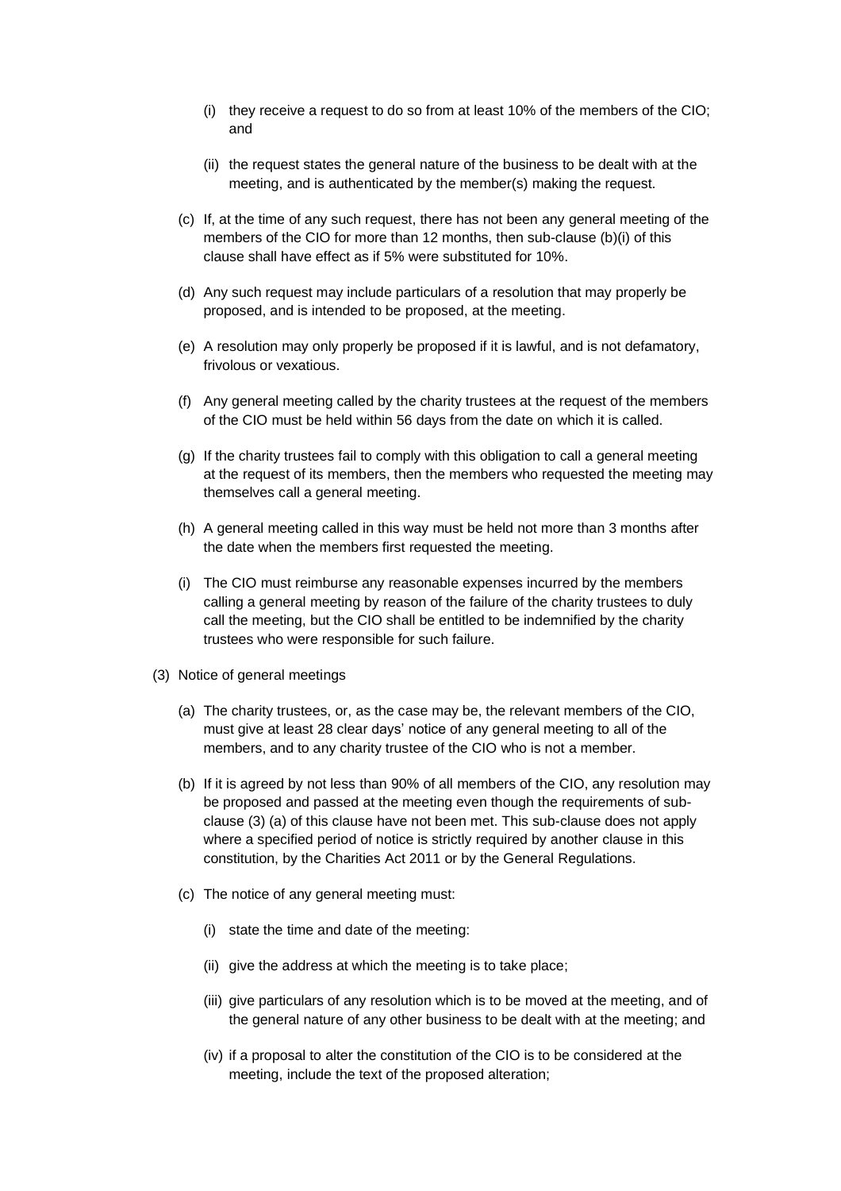(i) they receive a request to do so from at least 10% of the members of the CIO; and

    (ii) the request states the general nature of the business to be dealt with at the meeting, and is authenticated by the member(s) making the request.

  (c) If, at the time of any such request, there has not been any general meeting of the members of the CIO for more than 12 months, then sub-clause (b)(i) of this clause shall have effect as if 5% were substituted for 10%.

  (d) Any such request may include particulars of a resolution that may properly be proposed, and is intended to be proposed, at the meeting.

  (e) A resolution may only properly be proposed if it is lawful, and is not defamatory, frivolous or vexatious.

  (f) Any general meeting called by the charity trustees at the request of the members of the CIO must be held within 56 days from the date on which it is called.

  (g) If the charity trustees fail to comply with this obligation to call a general meeting at the request of its members, then the members who requested the meeting may themselves call a general meeting.

  (h) A general meeting called in this way must be held not more than 3 months after the date when the members first requested the meeting.

  (i) The CIO must reimburse any reasonable expenses incurred by the members calling a general meeting by reason of the failure of the charity trustees to duly call the meeting, but the CIO shall be entitled to be indemnified by the charity trustees who were responsible for such failure.

(3) Notice of general meetings

  (a) The charity trustees, or, as the case may be, the relevant members of the CIO, must give at least 28 clear days' notice of any general meeting to all of the members, and to any charity trustee of the CIO who is not a member.

  (b) If it is agreed by not less than 90% of all members of the CIO, any resolution may be proposed and passed at the meeting even though the requirements of sub-clause (3) (a) of this clause have not been met. This sub-clause does not apply where a specified period of notice is strictly required by another clause in this constitution, by the Charities Act 2011 or by the General Regulations.

  (c) The notice of any general meeting must:

    (i) state the time and date of the meeting:

    (ii) give the address at which the meeting is to take place;

    (iii) give particulars of any resolution which is to be moved at the meeting, and of the general nature of any other business to be dealt with at the meeting; and

    (iv) if a proposal to alter the constitution of the CIO is to be considered at the meeting, include the text of the proposed alteration;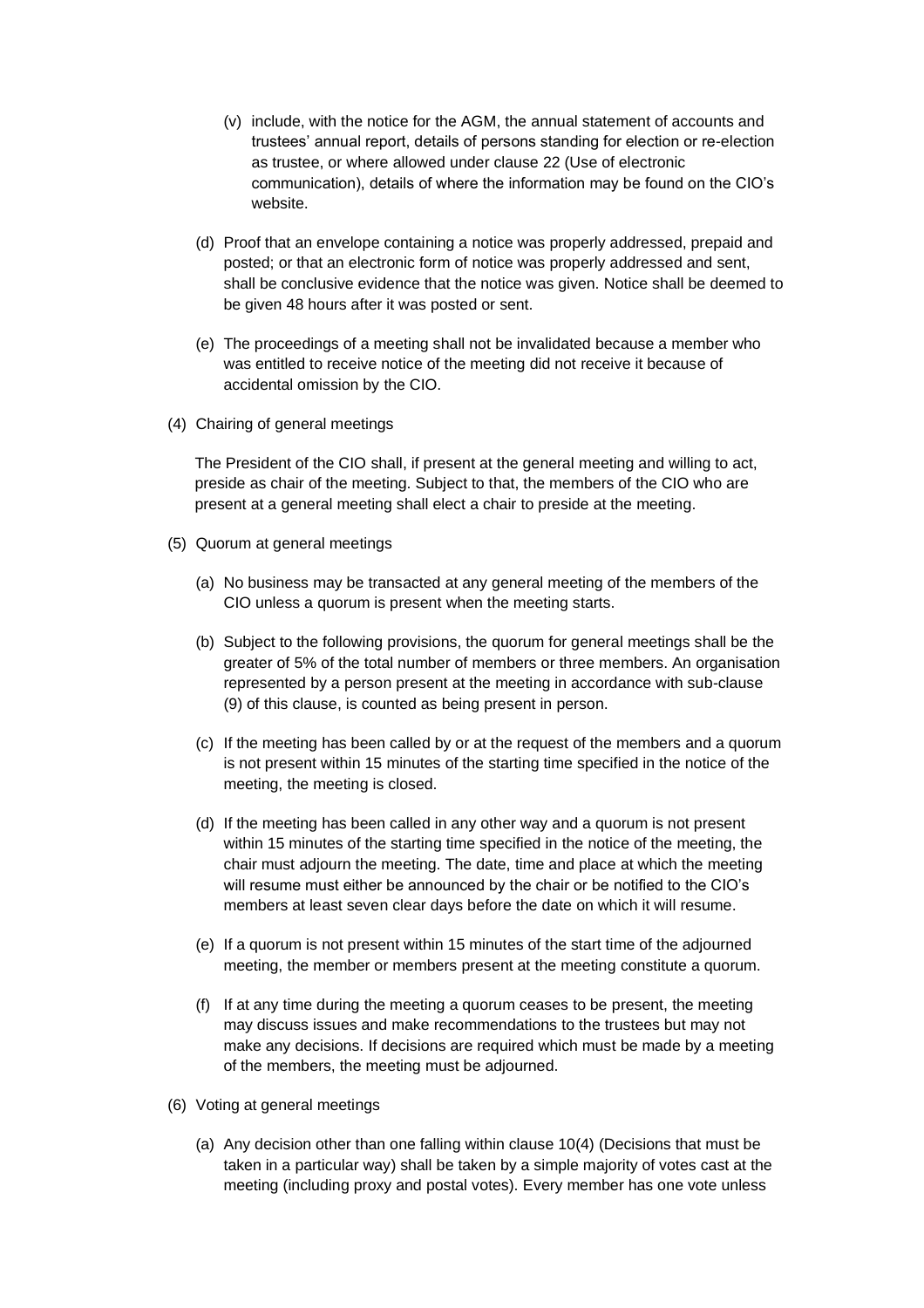(v) include, with the notice for the AGM, the annual statement of accounts and trustees' annual report, details of persons standing for election or re-election as trustee, or where allowed under clause 22 (Use of electronic communication), details of where the information may be found on the CIO's website.

(d) Proof that an envelope containing a notice was properly addressed, prepaid and posted; or that an electronic form of notice was properly addressed and sent, shall be conclusive evidence that the notice was given. Notice shall be deemed to be given 48 hours after it was posted or sent.

(e) The proceedings of a meeting shall not be invalidated because a member who was entitled to receive notice of the meeting did not receive it because of accidental omission by the CIO.

(4) Chairing of general meetings

The President of the CIO shall, if present at the general meeting and willing to act, preside as chair of the meeting. Subject to that, the members of the CIO who are present at a general meeting shall elect a chair to preside at the meeting.

(5) Quorum at general meetings

(a) No business may be transacted at any general meeting of the members of the CIO unless a quorum is present when the meeting starts.

(b) Subject to the following provisions, the quorum for general meetings shall be the greater of 5% of the total number of members or three members. An organisation represented by a person present at the meeting in accordance with sub-clause (9) of this clause, is counted as being present in person.

(c) If the meeting has been called by or at the request of the members and a quorum is not present within 15 minutes of the starting time specified in the notice of the meeting, the meeting is closed.

(d) If the meeting has been called in any other way and a quorum is not present within 15 minutes of the starting time specified in the notice of the meeting, the chair must adjourn the meeting. The date, time and place at which the meeting will resume must either be announced by the chair or be notified to the CIO's members at least seven clear days before the date on which it will resume.

(e) If a quorum is not present within 15 minutes of the start time of the adjourned meeting, the member or members present at the meeting constitute a quorum.

(f) If at any time during the meeting a quorum ceases to be present, the meeting may discuss issues and make recommendations to the trustees but may not make any decisions. If decisions are required which must be made by a meeting of the members, the meeting must be adjourned.

(6) Voting at general meetings

(a) Any decision other than one falling within clause 10(4) (Decisions that must be taken in a particular way) shall be taken by a simple majority of votes cast at the meeting (including proxy and postal votes). Every member has one vote unless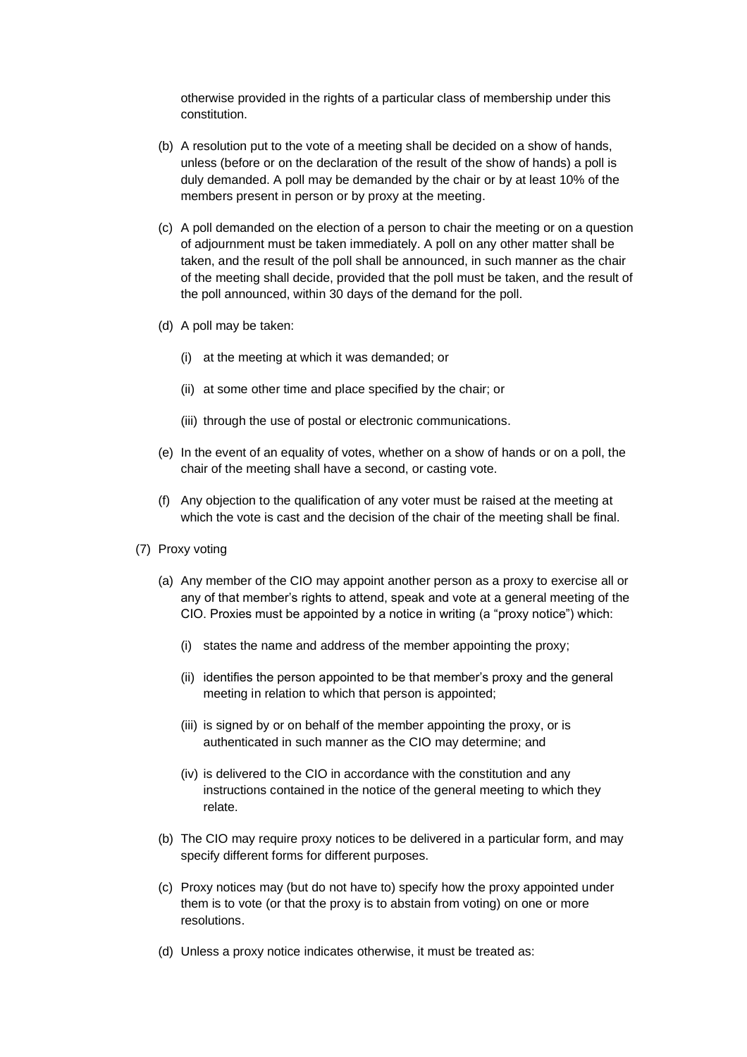otherwise provided in the rights of a particular class of membership under this constitution.

(b) A resolution put to the vote of a meeting shall be decided on a show of hands, unless (before or on the declaration of the result of the show of hands) a poll is duly demanded. A poll may be demanded by the chair or by at least 10% of the members present in person or by proxy at the meeting.

(c) A poll demanded on the election of a person to chair the meeting or on a question of adjournment must be taken immediately. A poll on any other matter shall be taken, and the result of the poll shall be announced, in such manner as the chair of the meeting shall decide, provided that the poll must be taken, and the result of the poll announced, within 30 days of the demand for the poll.

(d) A poll may be taken:

   (i) at the meeting at which it was demanded; or

   (ii) at some other time and place specified by the chair; or

   (iii) through the use of postal or electronic communications.

(e) In the event of an equality of votes, whether on a show of hands or on a poll, the chair of the meeting shall have a second, or casting vote.

(f) Any objection to the qualification of any voter must be raised at the meeting at which the vote is cast and the decision of the chair of the meeting shall be final.

(7) Proxy voting

(a) Any member of the CIO may appoint another person as a proxy to exercise all or any of that member's rights to attend, speak and vote at a general meeting of the CIO. Proxies must be appointed by a notice in writing (a "proxy notice") which:

   (i) states the name and address of the member appointing the proxy;

   (ii) identifies the person appointed to be that member's proxy and the general meeting in relation to which that person is appointed;

   (iii) is signed by or on behalf of the member appointing the proxy, or is authenticated in such manner as the CIO may determine; and

   (iv) is delivered to the CIO in accordance with the constitution and any instructions contained in the notice of the general meeting to which they relate.

(b) The CIO may require proxy notices to be delivered in a particular form, and may specify different forms for different purposes.

(c) Proxy notices may (but do not have to) specify how the proxy appointed under them is to vote (or that the proxy is to abstain from voting) on one or more resolutions.

(d) Unless a proxy notice indicates otherwise, it must be treated as: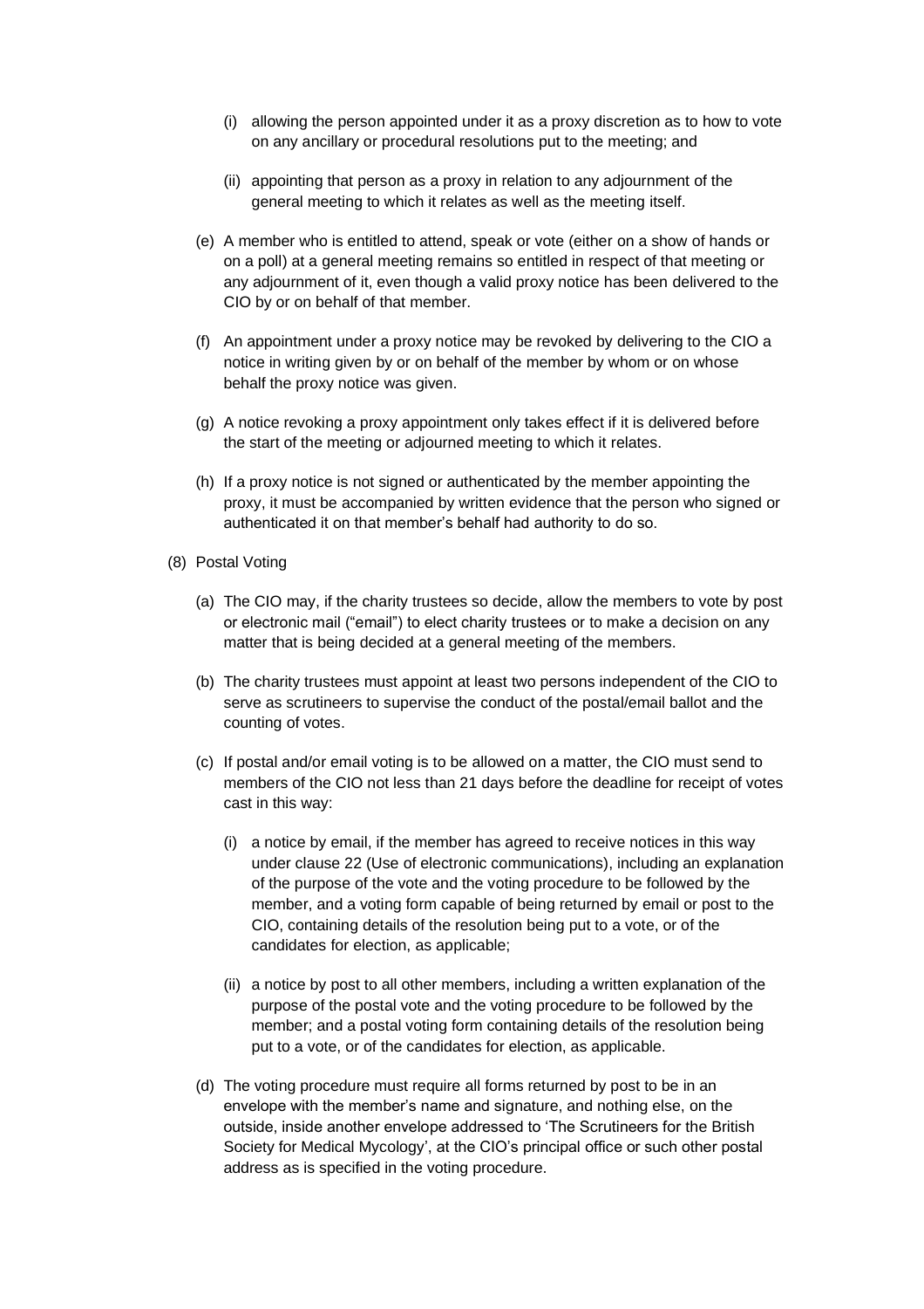(i) allowing the person appointed under it as a proxy discretion as to how to vote on any ancillary or procedural resolutions put to the meeting; and

    (ii) appointing that person as a proxy in relation to any adjournment of the general meeting to which it relates as well as the meeting itself.

  (e) A member who is entitled to attend, speak or vote (either on a show of hands or on a poll) at a general meeting remains so entitled in respect of that meeting or any adjournment of it, even though a valid proxy notice has been delivered to the CIO by or on behalf of that member.

  (f) An appointment under a proxy notice may be revoked by delivering to the CIO a notice in writing given by or on behalf of the member by whom or on whose behalf the proxy notice was given.

  (g) A notice revoking a proxy appointment only takes effect if it is delivered before the start of the meeting or adjourned meeting to which it relates.

  (h) If a proxy notice is not signed or authenticated by the member appointing the proxy, it must be accompanied by written evidence that the person who signed or authenticated it on that member's behalf had authority to do so.

(8) Postal Voting

  (a) The CIO may, if the charity trustees so decide, allow the members to vote by post or electronic mail ("email") to elect charity trustees or to make a decision on any matter that is being decided at a general meeting of the members.

  (b) The charity trustees must appoint at least two persons independent of the CIO to serve as scrutineers to supervise the conduct of the postal/email ballot and the counting of votes.

  (c) If postal and/or email voting is to be allowed on a matter, the CIO must send to members of the CIO not less than 21 days before the deadline for receipt of votes cast in this way:

    (i) a notice by email, if the member has agreed to receive notices in this way under clause 22 (Use of electronic communications), including an explanation of the purpose of the vote and the voting procedure to be followed by the member, and a voting form capable of being returned by email or post to the CIO, containing details of the resolution being put to a vote, or of the candidates for election, as applicable;

    (ii) a notice by post to all other members, including a written explanation of the purpose of the postal vote and the voting procedure to be followed by the member; and a postal voting form containing details of the resolution being put to a vote, or of the candidates for election, as applicable.

  (d) The voting procedure must require all forms returned by post to be in an envelope with the member's name and signature, and nothing else, on the outside, inside another envelope addressed to 'The Scrutineers for the British Society for Medical Mycology', at the CIO's principal office or such other postal address as is specified in the voting procedure.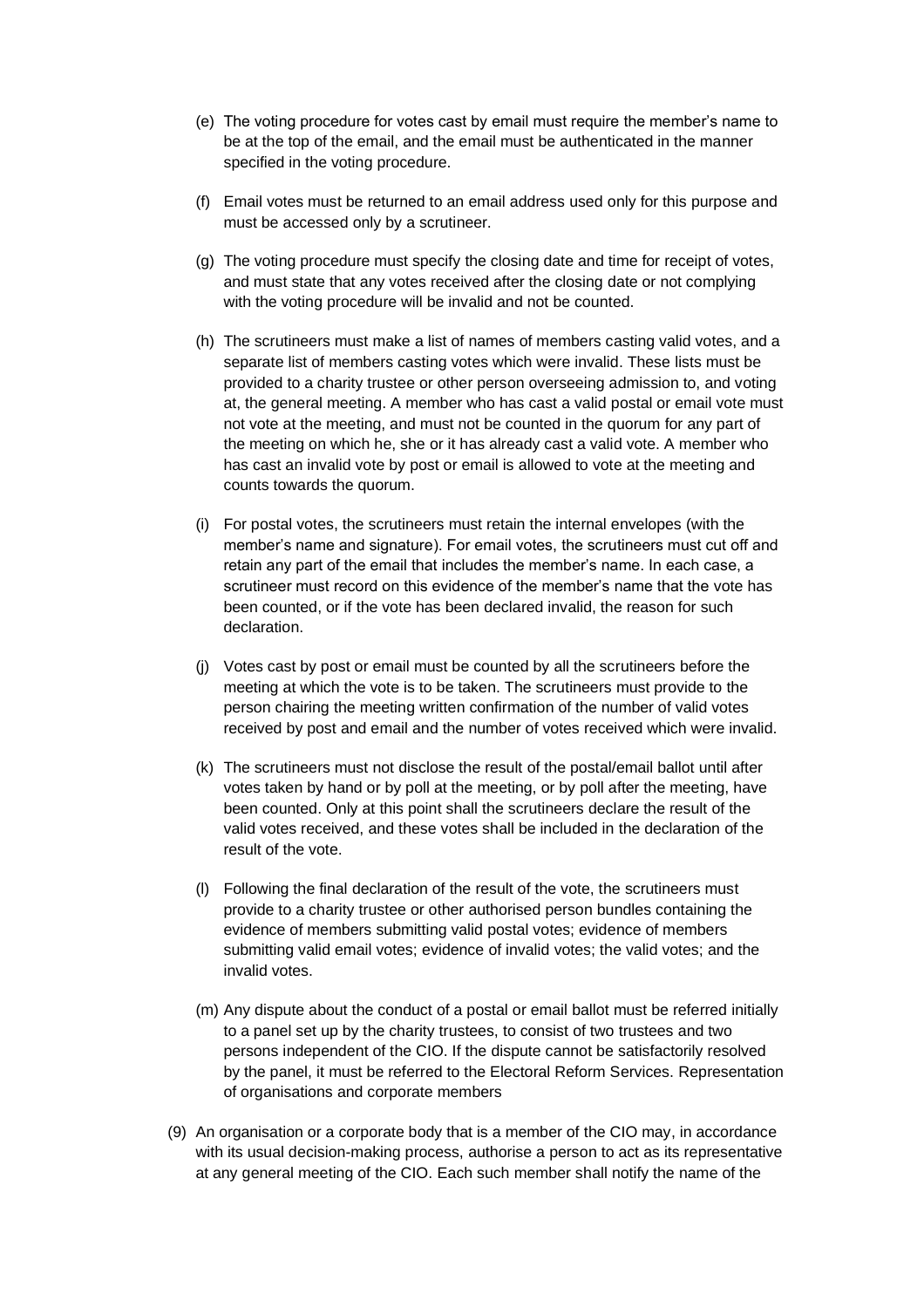(e) The voting procedure for votes cast by email must require the member's name to be at the top of the email, and the email must be authenticated in the manner specified in the voting procedure.

(f) Email votes must be returned to an email address used only for this purpose and must be accessed only by a scrutineer.

(g) The voting procedure must specify the closing date and time for receipt of votes, and must state that any votes received after the closing date or not complying with the voting procedure will be invalid and not be counted.

(h) The scrutineers must make a list of names of members casting valid votes, and a separate list of members casting votes which were invalid. These lists must be provided to a charity trustee or other person overseeing admission to, and voting at, the general meeting. A member who has cast a valid postal or email vote must not vote at the meeting, and must not be counted in the quorum for any part of the meeting on which he, she or it has already cast a valid vote. A member who has cast an invalid vote by post or email is allowed to vote at the meeting and counts towards the quorum.

(i) For postal votes, the scrutineers must retain the internal envelopes (with the member's name and signature). For email votes, the scrutineers must cut off and retain any part of the email that includes the member's name. In each case, a scrutineer must record on this evidence of the member's name that the vote has been counted, or if the vote has been declared invalid, the reason for such declaration.

(j) Votes cast by post or email must be counted by all the scrutineers before the meeting at which the vote is to be taken. The scrutineers must provide to the person chairing the meeting written confirmation of the number of valid votes received by post and email and the number of votes received which were invalid.

(k) The scrutineers must not disclose the result of the postal/email ballot until after votes taken by hand or by poll at the meeting, or by poll after the meeting, have been counted. Only at this point shall the scrutineers declare the result of the valid votes received, and these votes shall be included in the declaration of the result of the vote.

(l) Following the final declaration of the result of the vote, the scrutineers must provide to a charity trustee or other authorised person bundles containing the evidence of members submitting valid postal votes; evidence of members submitting valid email votes; evidence of invalid votes; the valid votes; and the invalid votes.

(m) Any dispute about the conduct of a postal or email ballot must be referred initially to a panel set up by the charity trustees, to consist of two trustees and two persons independent of the CIO. If the dispute cannot be satisfactorily resolved by the panel, it must be referred to the Electoral Reform Services. Representation of organisations and corporate members

(9) An organisation or a corporate body that is a member of the CIO may, in accordance with its usual decision-making process, authorise a person to act as its representative at any general meeting of the CIO. Each such member shall notify the name of the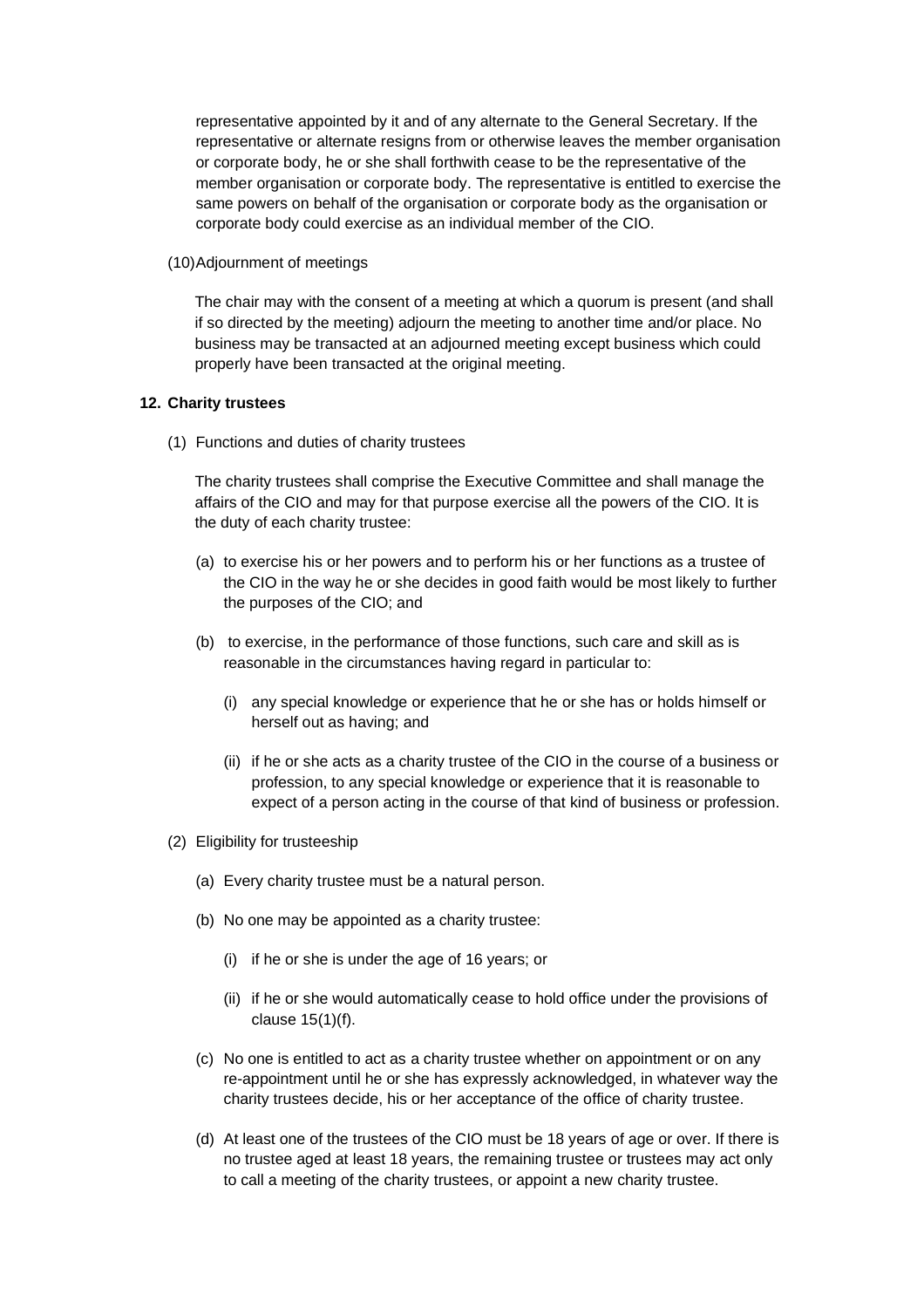representative appointed by it and of any alternate to the General Secretary. If the representative or alternate resigns from or otherwise leaves the member organisation or corporate body, he or she shall forthwith cease to be the representative of the member organisation or corporate body. The representative is entitled to exercise the same powers on behalf of the organisation or corporate body as the organisation or corporate body could exercise as an individual member of the CIO.

(10) Adjournment of meetings

The chair may with the consent of a meeting at which a quorum is present (and shall if so directed by the meeting) adjourn the meeting to another time and/or place. No business may be transacted at an adjourned meeting except business which could properly have been transacted at the original meeting.

**12. Charity trustees**

(1) Functions and duties of charity trustees

The charity trustees shall comprise the Executive Committee and shall manage the affairs of the CIO and may for that purpose exercise all the powers of the CIO. It is the duty of each charity trustee:

(a) to exercise his or her powers and to perform his or her functions as a trustee of the CIO in the way he or she decides in good faith would be most likely to further the purposes of the CIO; and

(b) to exercise, in the performance of those functions, such care and skill as is reasonable in the circumstances having regard in particular to:

(i) any special knowledge or experience that he or she has or holds himself or herself out as having; and

(ii) if he or she acts as a charity trustee of the CIO in the course of a business or profession, to any special knowledge or experience that it is reasonable to expect of a person acting in the course of that kind of business or profession.

(2) Eligibility for trusteeship

(a) Every charity trustee must be a natural person.

(b) No one may be appointed as a charity trustee:

(i) if he or she is under the age of 16 years; or

(ii) if he or she would automatically cease to hold office under the provisions of clause 15(1)(f).

(c) No one is entitled to act as a charity trustee whether on appointment or on any re-appointment until he or she has expressly acknowledged, in whatever way the charity trustees decide, his or her acceptance of the office of charity trustee.

(d) At least one of the trustees of the CIO must be 18 years of age or over. If there is no trustee aged at least 18 years, the remaining trustee or trustees may act only to call a meeting of the charity trustees, or appoint a new charity trustee.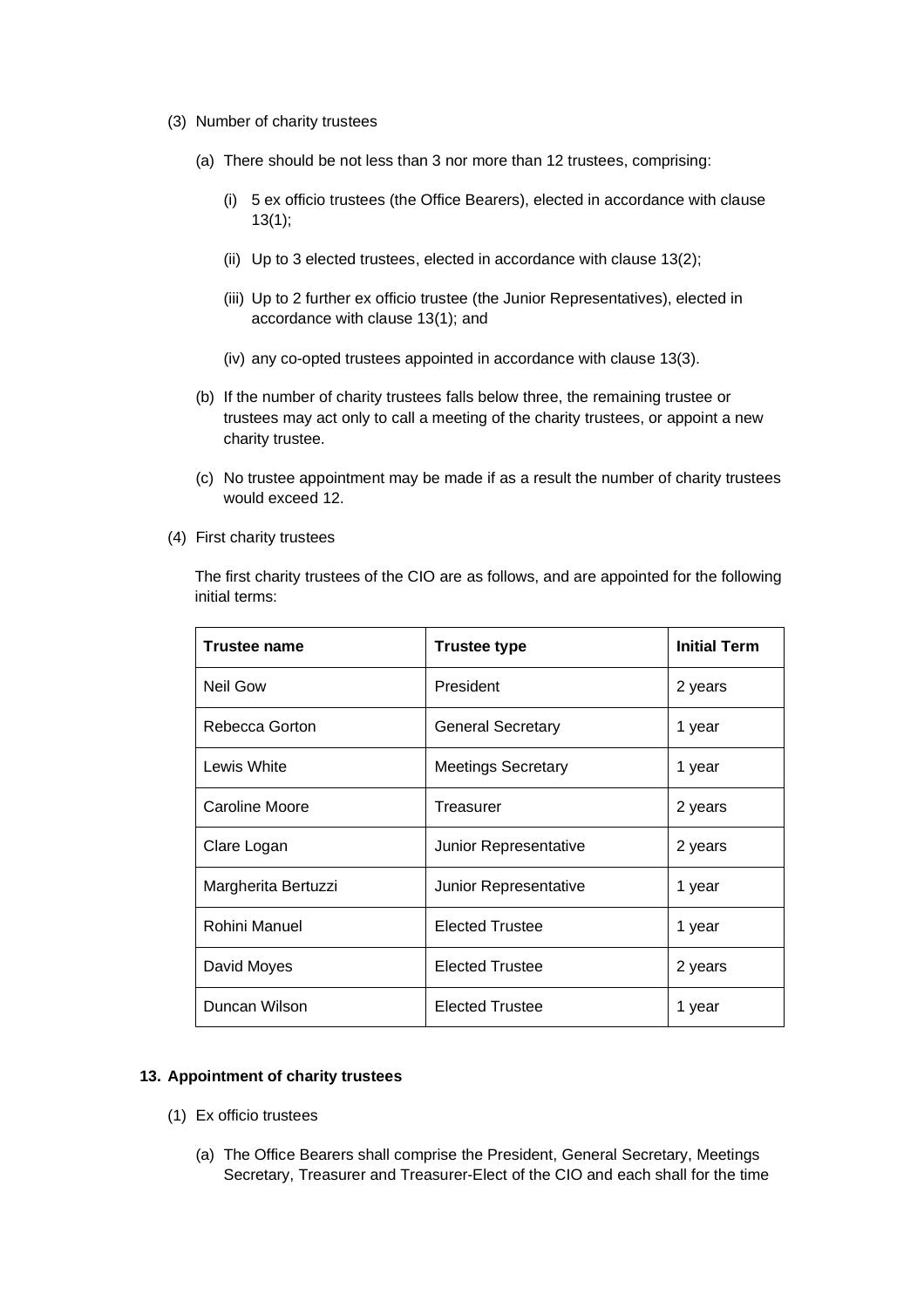(3) Number of charity trustees

(a) There should be not less than 3 nor more than 12 trustees, comprising:

(i) 5 ex officio trustees (the Office Bearers), elected in accordance with clause 13(1);

(ii) Up to 3 elected trustees, elected in accordance with clause 13(2);

(iii) Up to 2 further ex officio trustee (the Junior Representatives), elected in accordance with clause 13(1); and

(iv) any co-opted trustees appointed in accordance with clause 13(3).

(b) If the number of charity trustees falls below three, the remaining trustee or trustees may act only to call a meeting of the charity trustees, or appoint a new charity trustee.

(c) No trustee appointment may be made if as a result the number of charity trustees would exceed 12.

(4) First charity trustees

The first charity trustees of the CIO are as follows, and are appointed for the following initial terms:

| **Trustee name** | **Trustee type** | **Initial Term** |
|---|---|---|
| Neil Gow | President | 2 years |
| Rebecca Gorton | General Secretary | 1 year |
| Lewis White | Meetings Secretary | 1 year |
| Caroline Moore | Treasurer | 2 years |
| Clare Logan | Junior Representative | 2 years |
| Margherita Bertuzzi | Junior Representative | 1 year |
| Rohini Manuel | Elected Trustee | 1 year |
| David Moyes | Elected Trustee | 2 years |
| Duncan Wilson | Elected Trustee | 1 year |

**13. Appointment of charity trustees**

(1) Ex officio trustees

(a) The Office Bearers shall comprise the President, General Secretary, Meetings Secretary, Treasurer and Treasurer-Elect of the CIO and each shall for the time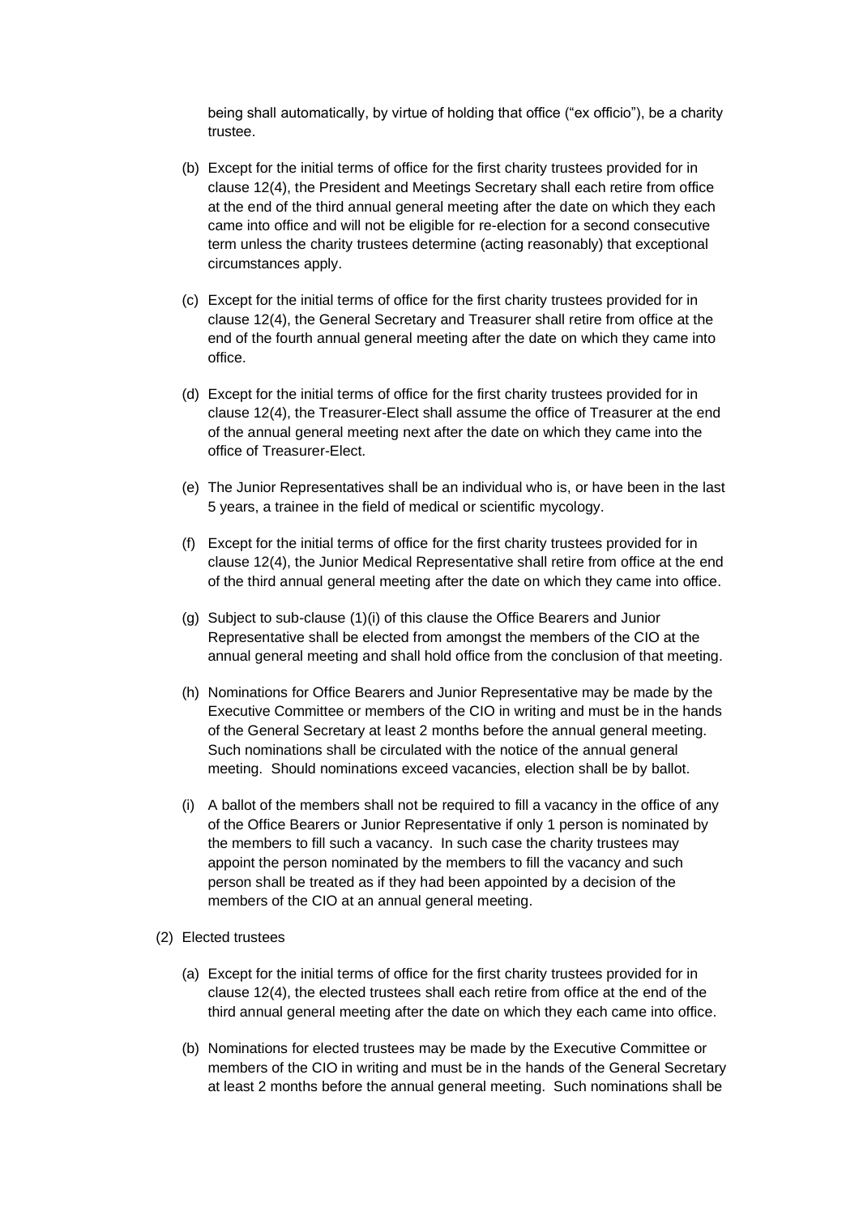being shall automatically, by virtue of holding that office ("ex officio"), be a charity trustee.

(b) Except for the initial terms of office for the first charity trustees provided for in clause 12(4), the President and Meetings Secretary shall each retire from office at the end of the third annual general meeting after the date on which they each came into office and will not be eligible for re-election for a second consecutive term unless the charity trustees determine (acting reasonably) that exceptional circumstances apply.

(c) Except for the initial terms of office for the first charity trustees provided for in clause 12(4), the General Secretary and Treasurer shall retire from office at the end of the fourth annual general meeting after the date on which they came into office.

(d) Except for the initial terms of office for the first charity trustees provided for in clause 12(4), the Treasurer-Elect shall assume the office of Treasurer at the end of the annual general meeting next after the date on which they came into the office of Treasurer-Elect.

(e) The Junior Representatives shall be an individual who is, or have been in the last 5 years, a trainee in the field of medical or scientific mycology.

(f) Except for the initial terms of office for the first charity trustees provided for in clause 12(4), the Junior Medical Representative shall retire from office at the end of the third annual general meeting after the date on which they came into office.

(g) Subject to sub-clause (1)(i) of this clause the Office Bearers and Junior Representative shall be elected from amongst the members of the CIO at the annual general meeting and shall hold office from the conclusion of that meeting.

(h) Nominations for Office Bearers and Junior Representative may be made by the Executive Committee or members of the CIO in writing and must be in the hands of the General Secretary at least 2 months before the annual general meeting. Such nominations shall be circulated with the notice of the annual general meeting. Should nominations exceed vacancies, election shall be by ballot.

(i) A ballot of the members shall not be required to fill a vacancy in the office of any of the Office Bearers or Junior Representative if only 1 person is nominated by the members to fill such a vacancy. In such case the charity trustees may appoint the person nominated by the members to fill the vacancy and such person shall be treated as if they had been appointed by a decision of the members of the CIO at an annual general meeting.

(2) Elected trustees

(a) Except for the initial terms of office for the first charity trustees provided for in clause 12(4), the elected trustees shall each retire from office at the end of the third annual general meeting after the date on which they each came into office.

(b) Nominations for elected trustees may be made by the Executive Committee or members of the CIO in writing and must be in the hands of the General Secretary at least 2 months before the annual general meeting. Such nominations shall be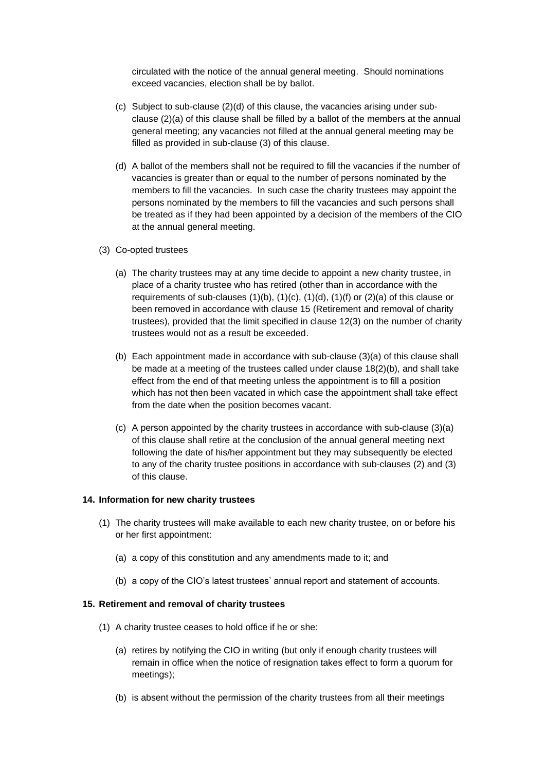circulated with the notice of the annual general meeting. Should nominations exceed vacancies, election shall be by ballot.

(c) Subject to sub-clause (2)(d) of this clause, the vacancies arising under sub-clause (2)(a) of this clause shall be filled by a ballot of the members at the annual general meeting; any vacancies not filled at the annual general meeting may be filled as provided in sub-clause (3) of this clause.

(d) A ballot of the members shall not be required to fill the vacancies if the number of vacancies is greater than or equal to the number of persons nominated by the members to fill the vacancies. In such case the charity trustees may appoint the persons nominated by the members to fill the vacancies and such persons shall be treated as if they had been appointed by a decision of the members of the CIO at the annual general meeting.

(3) Co-opted trustees

(a) The charity trustees may at any time decide to appoint a new charity trustee, in place of a charity trustee who has retired (other than in accordance with the requirements of sub-clauses (1)(b), (1)(c), (1)(d), (1)(f) or (2)(a) of this clause or been removed in accordance with clause 15 (Retirement and removal of charity trustees), provided that the limit specified in clause 12(3) on the number of charity trustees would not as a result be exceeded.

(b) Each appointment made in accordance with sub-clause (3)(a) of this clause shall be made at a meeting of the trustees called under clause 18(2)(b), and shall take effect from the end of that meeting unless the appointment is to fill a position which has not then been vacated in which case the appointment shall take effect from the date when the position becomes vacant.

(c) A person appointed by the charity trustees in accordance with sub-clause (3)(a) of this clause shall retire at the conclusion of the annual general meeting next following the date of his/her appointment but they may subsequently be elected to any of the charity trustee positions in accordance with sub-clauses (2) and (3) of this clause.

**14. Information for new charity trustees**

(1) The charity trustees will make available to each new charity trustee, on or before his or her first appointment:

(a) a copy of this constitution and any amendments made to it; and

(b) a copy of the CIO's latest trustees' annual report and statement of accounts.

**15. Retirement and removal of charity trustees**

(1) A charity trustee ceases to hold office if he or she:

(a) retires by notifying the CIO in writing (but only if enough charity trustees will remain in office when the notice of resignation takes effect to form a quorum for meetings);

(b) is absent without the permission of the charity trustees from all their meetings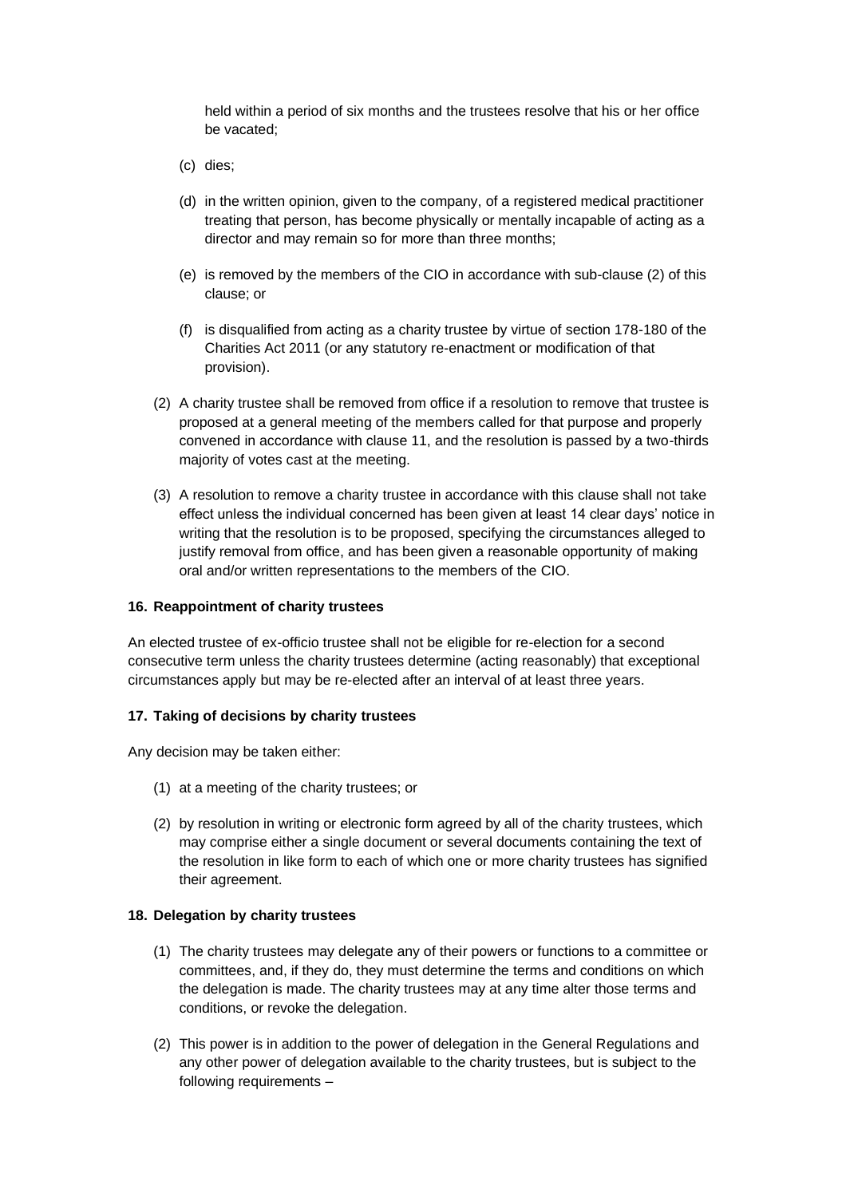held within a period of six months and the trustees resolve that his or her office be vacated;

(c) dies;

(d) in the written opinion, given to the company, of a registered medical practitioner treating that person, has become physically or mentally incapable of acting as a director and may remain so for more than three months;

(e) is removed by the members of the CIO in accordance with sub-clause (2) of this clause; or

(f) is disqualified from acting as a charity trustee by virtue of section 178-180 of the Charities Act 2011 (or any statutory re-enactment or modification of that provision).

(2) A charity trustee shall be removed from office if a resolution to remove that trustee is proposed at a general meeting of the members called for that purpose and properly convened in accordance with clause 11, and the resolution is passed by a two-thirds majority of votes cast at the meeting.

(3) A resolution to remove a charity trustee in accordance with this clause shall not take effect unless the individual concerned has been given at least 14 clear days' notice in writing that the resolution is to be proposed, specifying the circumstances alleged to justify removal from office, and has been given a reasonable opportunity of making oral and/or written representations to the members of the CIO.

**16. Reappointment of charity trustees**

An elected trustee of ex-officio trustee shall not be eligible for re-election for a second consecutive term unless the charity trustees determine (acting reasonably) that exceptional circumstances apply but may be re-elected after an interval of at least three years.

**17. Taking of decisions by charity trustees**

Any decision may be taken either:

(1) at a meeting of the charity trustees; or

(2) by resolution in writing or electronic form agreed by all of the charity trustees, which may comprise either a single document or several documents containing the text of the resolution in like form to each of which one or more charity trustees has signified their agreement.

**18. Delegation by charity trustees**

(1) The charity trustees may delegate any of their powers or functions to a committee or committees, and, if they do, they must determine the terms and conditions on which the delegation is made. The charity trustees may at any time alter those terms and conditions, or revoke the delegation.

(2) This power is in addition to the power of delegation in the General Regulations and any other power of delegation available to the charity trustees, but is subject to the following requirements –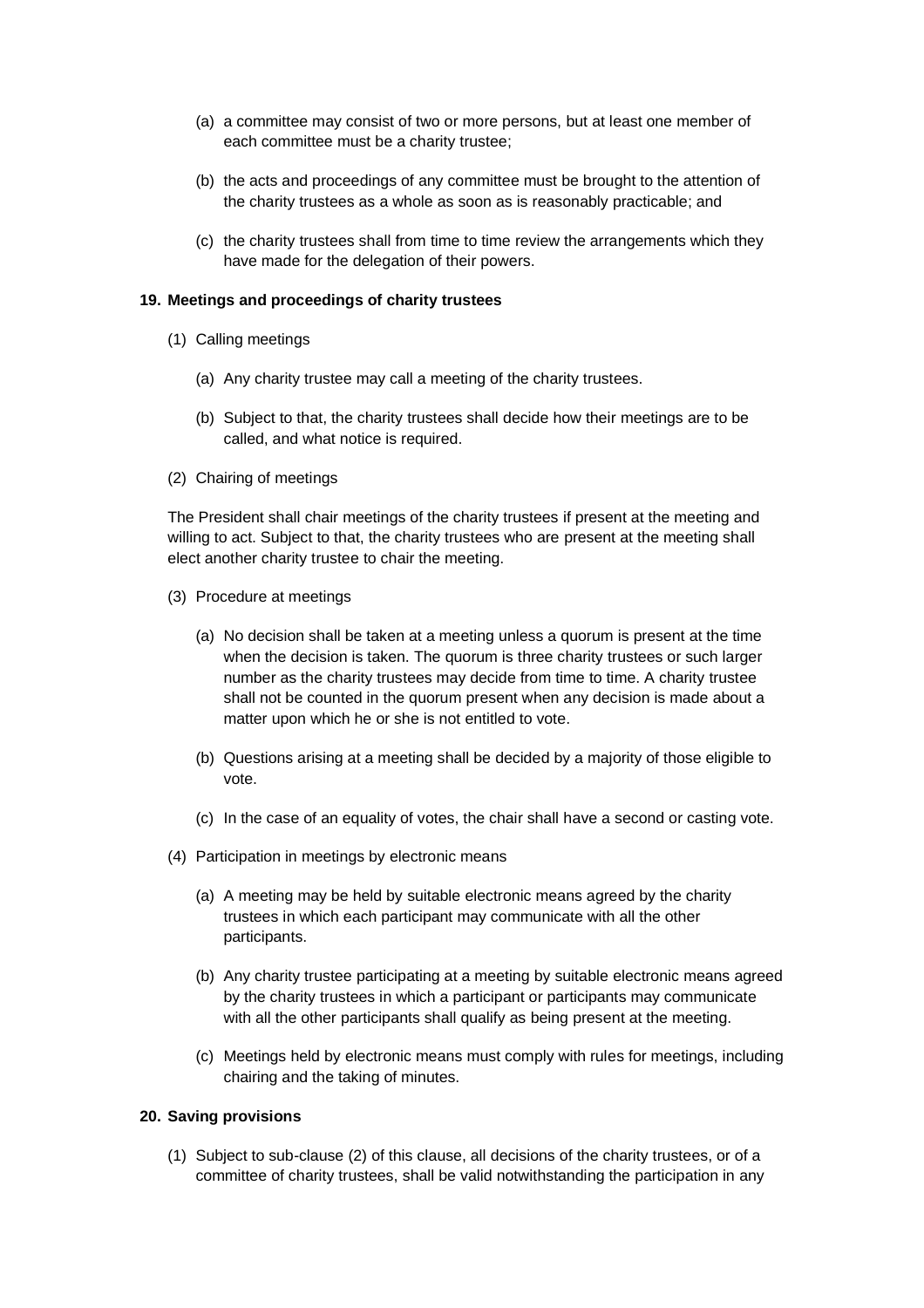(a) a committee may consist of two or more persons, but at least one member of each committee must be a charity trustee;

(b) the acts and proceedings of any committee must be brought to the attention of the charity trustees as a whole as soon as is reasonably practicable; and

(c) the charity trustees shall from time to time review the arrangements which they have made for the delegation of their powers.

**19. Meetings and proceedings of charity trustees**

(1) Calling meetings

(a) Any charity trustee may call a meeting of the charity trustees.

(b) Subject to that, the charity trustees shall decide how their meetings are to be called, and what notice is required.

(2) Chairing of meetings

The President shall chair meetings of the charity trustees if present at the meeting and willing to act. Subject to that, the charity trustees who are present at the meeting shall elect another charity trustee to chair the meeting.

(3) Procedure at meetings

(a) No decision shall be taken at a meeting unless a quorum is present at the time when the decision is taken. The quorum is three charity trustees or such larger number as the charity trustees may decide from time to time. A charity trustee shall not be counted in the quorum present when any decision is made about a matter upon which he or she is not entitled to vote.

(b) Questions arising at a meeting shall be decided by a majority of those eligible to vote.

(c) In the case of an equality of votes, the chair shall have a second or casting vote.

(4) Participation in meetings by electronic means

(a) A meeting may be held by suitable electronic means agreed by the charity trustees in which each participant may communicate with all the other participants.

(b) Any charity trustee participating at a meeting by suitable electronic means agreed by the charity trustees in which a participant or participants may communicate with all the other participants shall qualify as being present at the meeting.

(c) Meetings held by electronic means must comply with rules for meetings, including chairing and the taking of minutes.

**20. Saving provisions**

(1) Subject to sub-clause (2) of this clause, all decisions of the charity trustees, or of a committee of charity trustees, shall be valid notwithstanding the participation in any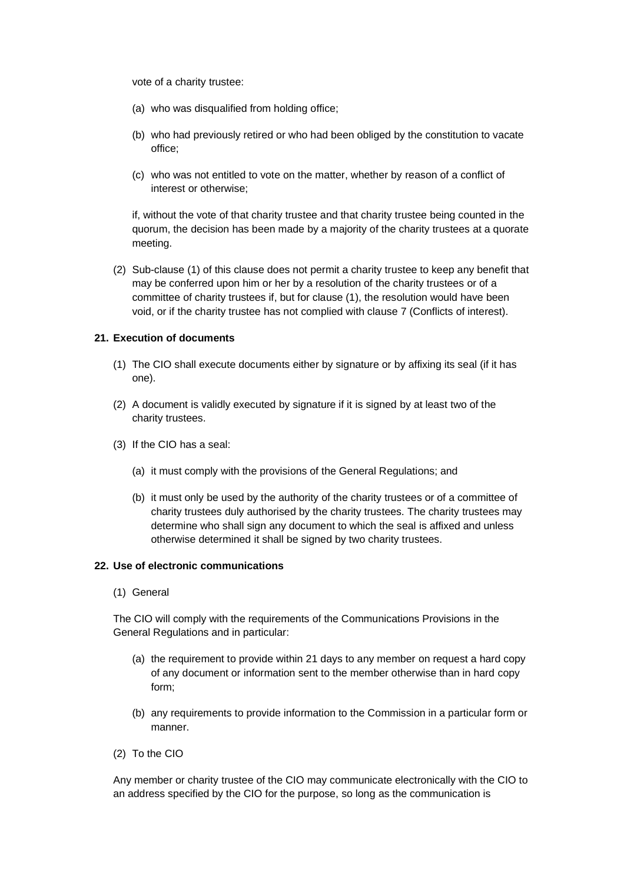vote of a charity trustee:

(a) who was disqualified from holding office;

(b) who had previously retired or who had been obliged by the constitution to vacate office;

(c) who was not entitled to vote on the matter, whether by reason of a conflict of interest or otherwise;

if, without the vote of that charity trustee and that charity trustee being counted in the quorum, the decision has been made by a majority of the charity trustees at a quorate meeting.

(2) Sub-clause (1) of this clause does not permit a charity trustee to keep any benefit that may be conferred upon him or her by a resolution of the charity trustees or of a committee of charity trustees if, but for clause (1), the resolution would have been void, or if the charity trustee has not complied with clause 7 (Conflicts of interest).

**21. Execution of documents**

(1) The CIO shall execute documents either by signature or by affixing its seal (if it has one).

(2) A document is validly executed by signature if it is signed by at least two of the charity trustees.

(3) If the CIO has a seal:

(a) it must comply with the provisions of the General Regulations; and

(b) it must only be used by the authority of the charity trustees or of a committee of charity trustees duly authorised by the charity trustees. The charity trustees may determine who shall sign any document to which the seal is affixed and unless otherwise determined it shall be signed by two charity trustees.

**22. Use of electronic communications**

(1) General

The CIO will comply with the requirements of the Communications Provisions in the General Regulations and in particular:

(a) the requirement to provide within 21 days to any member on request a hard copy of any document or information sent to the member otherwise than in hard copy form;

(b) any requirements to provide information to the Commission in a particular form or manner.

(2) To the CIO

Any member or charity trustee of the CIO may communicate electronically with the CIO to an address specified by the CIO for the purpose, so long as the communication is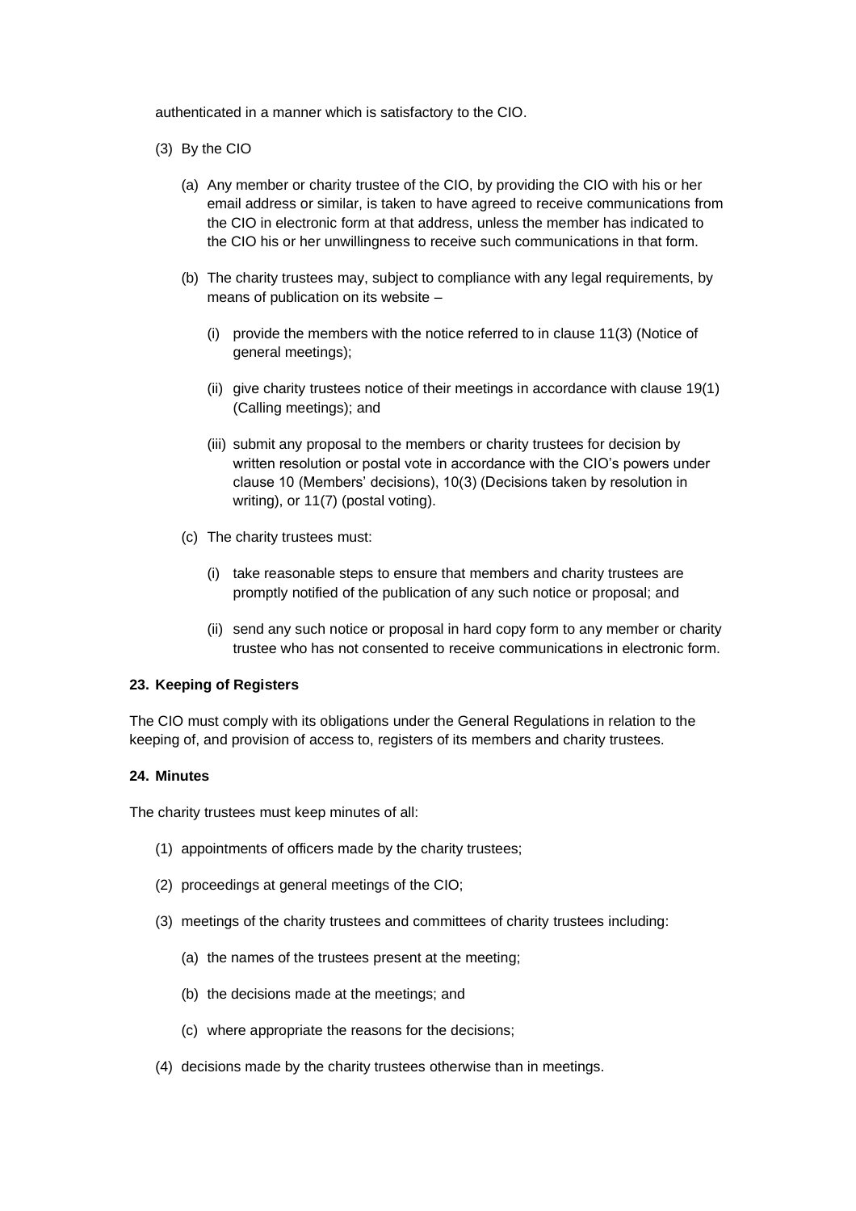authenticated in a manner which is satisfactory to the CIO.

(3) By the CIO

(a) Any member or charity trustee of the CIO, by providing the CIO with his or her email address or similar, is taken to have agreed to receive communications from the CIO in electronic form at that address, unless the member has indicated to the CIO his or her unwillingness to receive such communications in that form.

(b) The charity trustees may, subject to compliance with any legal requirements, by means of publication on its website –

(i) provide the members with the notice referred to in clause 11(3) (Notice of general meetings);

(ii) give charity trustees notice of their meetings in accordance with clause 19(1) (Calling meetings); and

(iii) submit any proposal to the members or charity trustees for decision by written resolution or postal vote in accordance with the CIO's powers under clause 10 (Members' decisions), 10(3) (Decisions taken by resolution in writing), or 11(7) (postal voting).

(c) The charity trustees must:

(i) take reasonable steps to ensure that members and charity trustees are promptly notified of the publication of any such notice or proposal; and

(ii) send any such notice or proposal in hard copy form to any member or charity trustee who has not consented to receive communications in electronic form.

**23. Keeping of Registers**

The CIO must comply with its obligations under the General Regulations in relation to the keeping of, and provision of access to, registers of its members and charity trustees.

**24. Minutes**

The charity trustees must keep minutes of all:

(1) appointments of officers made by the charity trustees;

(2) proceedings at general meetings of the CIO;

(3) meetings of the charity trustees and committees of charity trustees including:

(a) the names of the trustees present at the meeting;

(b) the decisions made at the meetings; and

(c) where appropriate the reasons for the decisions;

(4) decisions made by the charity trustees otherwise than in meetings.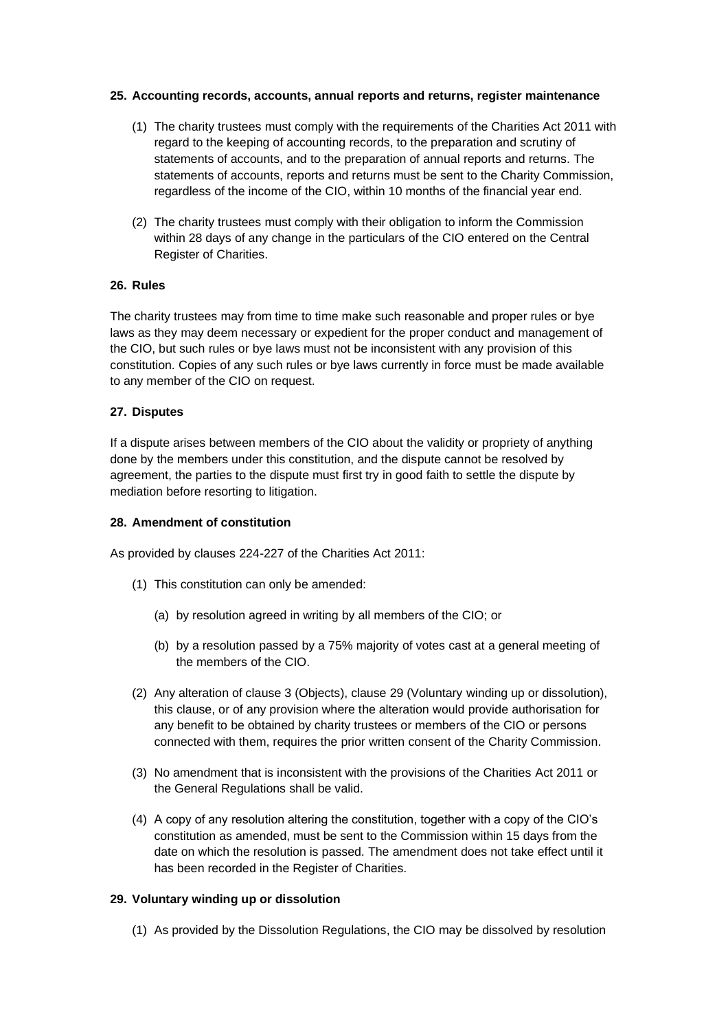### 25. Accounting records, accounts, annual reports and returns, register maintenance

(1) The charity trustees must comply with the requirements of the Charities Act 2011 with regard to the keeping of accounting records, to the preparation and scrutiny of statements of accounts, and to the preparation of annual reports and returns. The statements of accounts, reports and returns must be sent to the Charity Commission, regardless of the income of the CIO, within 10 months of the financial year end.

(2) The charity trustees must comply with their obligation to inform the Commission within 28 days of any change in the particulars of the CIO entered on the Central Register of Charities.

### 26. Rules

The charity trustees may from time to time make such reasonable and proper rules or bye laws as they may deem necessary or expedient for the proper conduct and management of the CIO, but such rules or bye laws must not be inconsistent with any provision of this constitution. Copies of any such rules or bye laws currently in force must be made available to any member of the CIO on request.

### 27. Disputes

If a dispute arises between members of the CIO about the validity or propriety of anything done by the members under this constitution, and the dispute cannot be resolved by agreement, the parties to the dispute must first try in good faith to settle the dispute by mediation before resorting to litigation.

### 28. Amendment of constitution

As provided by clauses 224-227 of the Charities Act 2011:

(1) This constitution can only be amended:

  (a) by resolution agreed in writing by all members of the CIO; or

  (b) by a resolution passed by a 75% majority of votes cast at a general meeting of the members of the CIO.

(2) Any alteration of clause 3 (Objects), clause 29 (Voluntary winding up or dissolution), this clause, or of any provision where the alteration would provide authorisation for any benefit to be obtained by charity trustees or members of the CIO or persons connected with them, requires the prior written consent of the Charity Commission.

(3) No amendment that is inconsistent with the provisions of the Charities Act 2011 or the General Regulations shall be valid.

(4) A copy of any resolution altering the constitution, together with a copy of the CIO's constitution as amended, must be sent to the Commission within 15 days from the date on which the resolution is passed. The amendment does not take effect until it has been recorded in the Register of Charities.

### 29. Voluntary winding up or dissolution

(1) As provided by the Dissolution Regulations, the CIO may be dissolved by resolution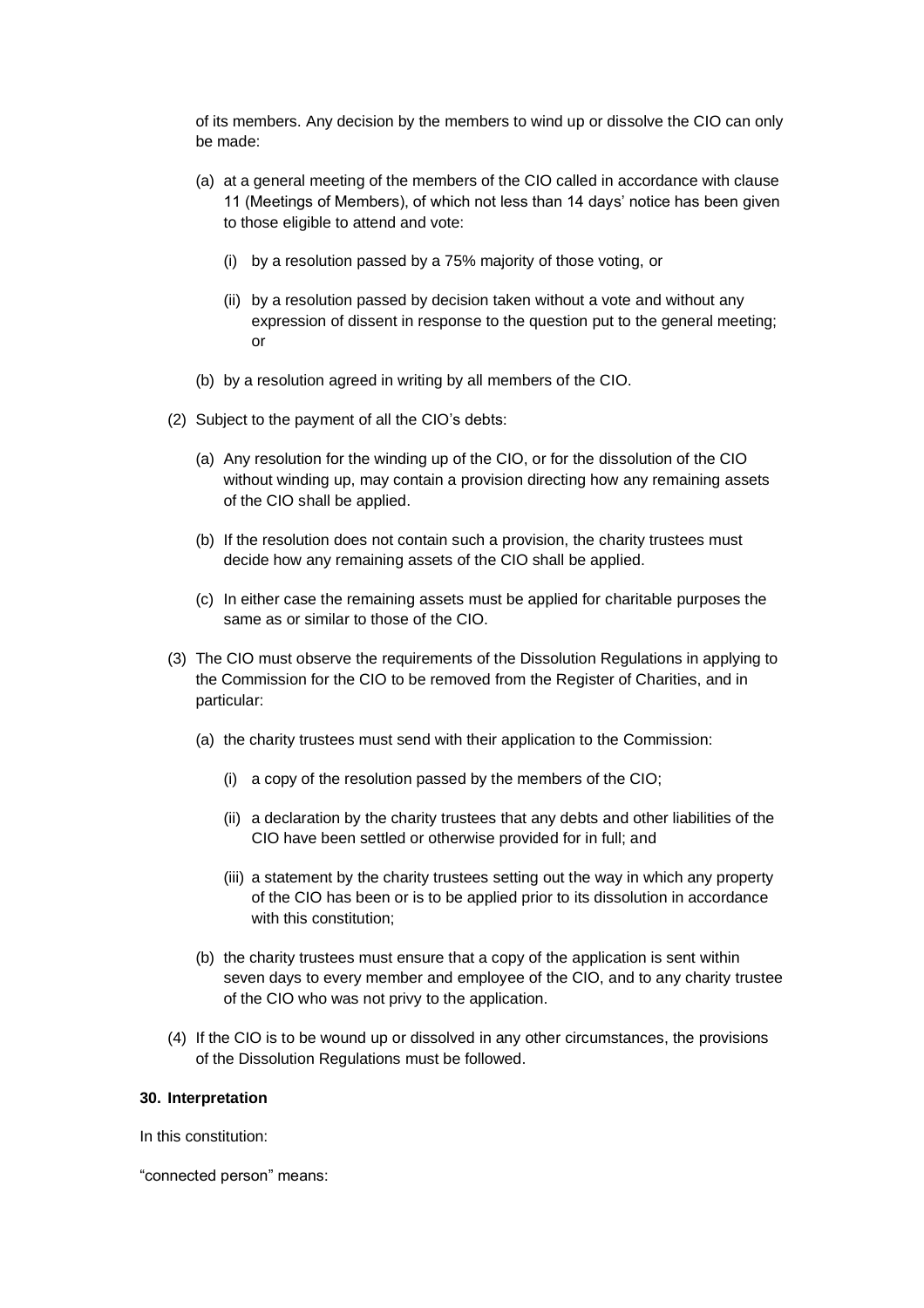of its members. Any decision by the members to wind up or dissolve the CIO can only be made:

- (a) at a general meeting of the members of the CIO called in accordance with clause 11 (Meetings of Members), of which not less than 14 days' notice has been given to those eligible to attend and vote:
  - (i) by a resolution passed by a 75% majority of those voting, or
  - (ii) by a resolution passed by decision taken without a vote and without any expression of dissent in response to the question put to the general meeting; or
- (b) by a resolution agreed in writing by all members of the CIO.

(2) Subject to the payment of all the CIO's debts:

- (a) Any resolution for the winding up of the CIO, or for the dissolution of the CIO without winding up, may contain a provision directing how any remaining assets of the CIO shall be applied.
- (b) If the resolution does not contain such a provision, the charity trustees must decide how any remaining assets of the CIO shall be applied.
- (c) In either case the remaining assets must be applied for charitable purposes the same as or similar to those of the CIO.

(3) The CIO must observe the requirements of the Dissolution Regulations in applying to the Commission for the CIO to be removed from the Register of Charities, and in particular:

- (a) the charity trustees must send with their application to the Commission:
  - (i) a copy of the resolution passed by the members of the CIO;
  - (ii) a declaration by the charity trustees that any debts and other liabilities of the CIO have been settled or otherwise provided for in full; and
  - (iii) a statement by the charity trustees setting out the way in which any property of the CIO has been or is to be applied prior to its dissolution in accordance with this constitution;
- (b) the charity trustees must ensure that a copy of the application is sent within seven days to every member and employee of the CIO, and to any charity trustee of the CIO who was not privy to the application.

(4) If the CIO is to be wound up or dissolved in any other circumstances, the provisions of the Dissolution Regulations must be followed.

**30. Interpretation**

In this constitution:

"connected person" means: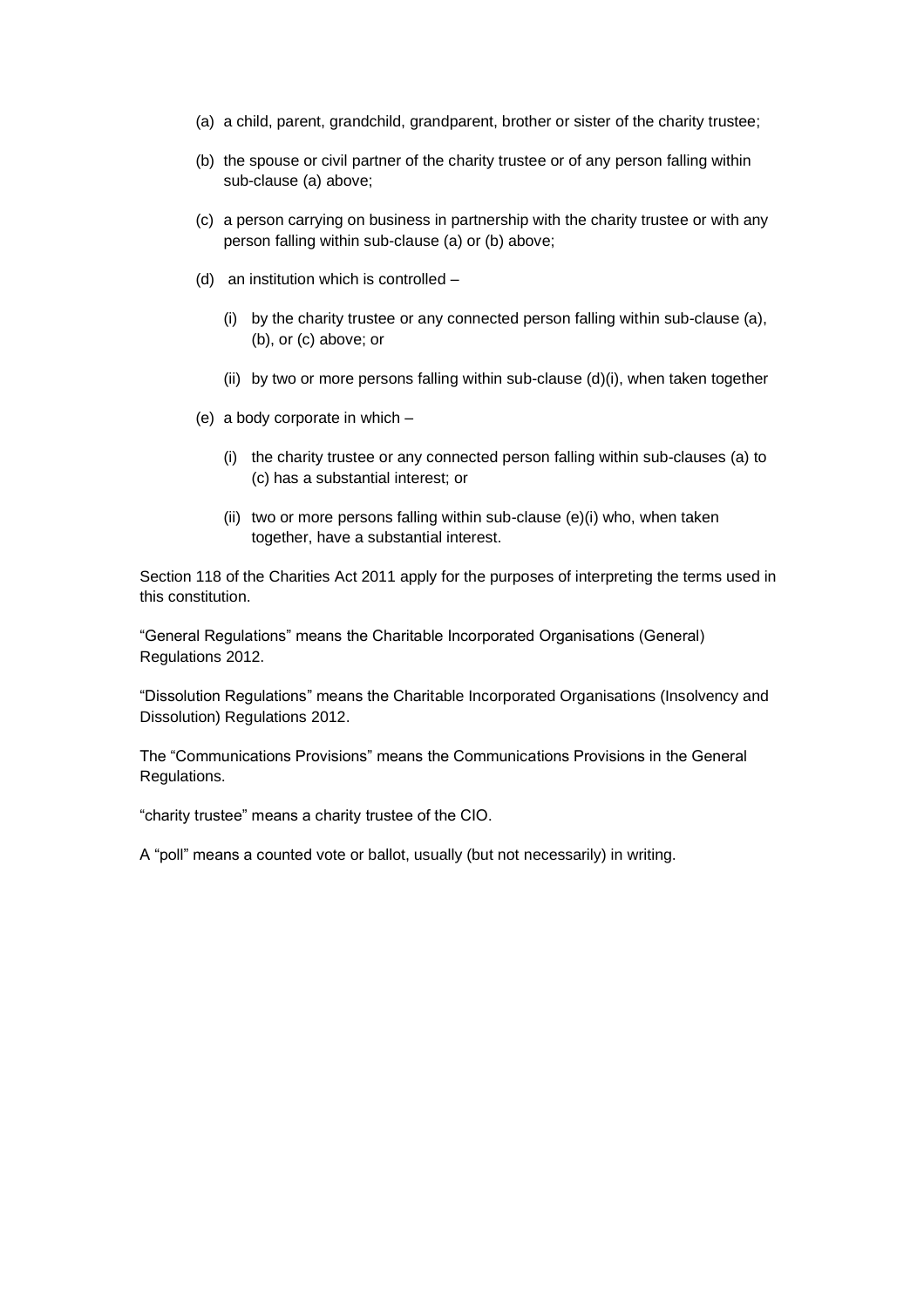(a) a child, parent, grandchild, grandparent, brother or sister of the charity trustee;

(b) the spouse or civil partner of the charity trustee or of any person falling within sub-clause (a) above;

(c) a person carrying on business in partnership with the charity trustee or with any person falling within sub-clause (a) or (b) above;

(d) an institution which is controlled –

  (i) by the charity trustee or any connected person falling within sub-clause (a), (b), or (c) above; or

  (ii) by two or more persons falling within sub-clause (d)(i), when taken together

(e) a body corporate in which –

  (i) the charity trustee or any connected person falling within sub-clauses (a) to (c) has a substantial interest; or

  (ii) two or more persons falling within sub-clause (e)(i) who, when taken together, have a substantial interest.

Section 118 of the Charities Act 2011 apply for the purposes of interpreting the terms used in this constitution.

“General Regulations” means the Charitable Incorporated Organisations (General) Regulations 2012.

“Dissolution Regulations” means the Charitable Incorporated Organisations (Insolvency and Dissolution) Regulations 2012.

The “Communications Provisions” means the Communications Provisions in the General Regulations.

“charity trustee” means a charity trustee of the CIO.

A “poll” means a counted vote or ballot, usually (but not necessarily) in writing.